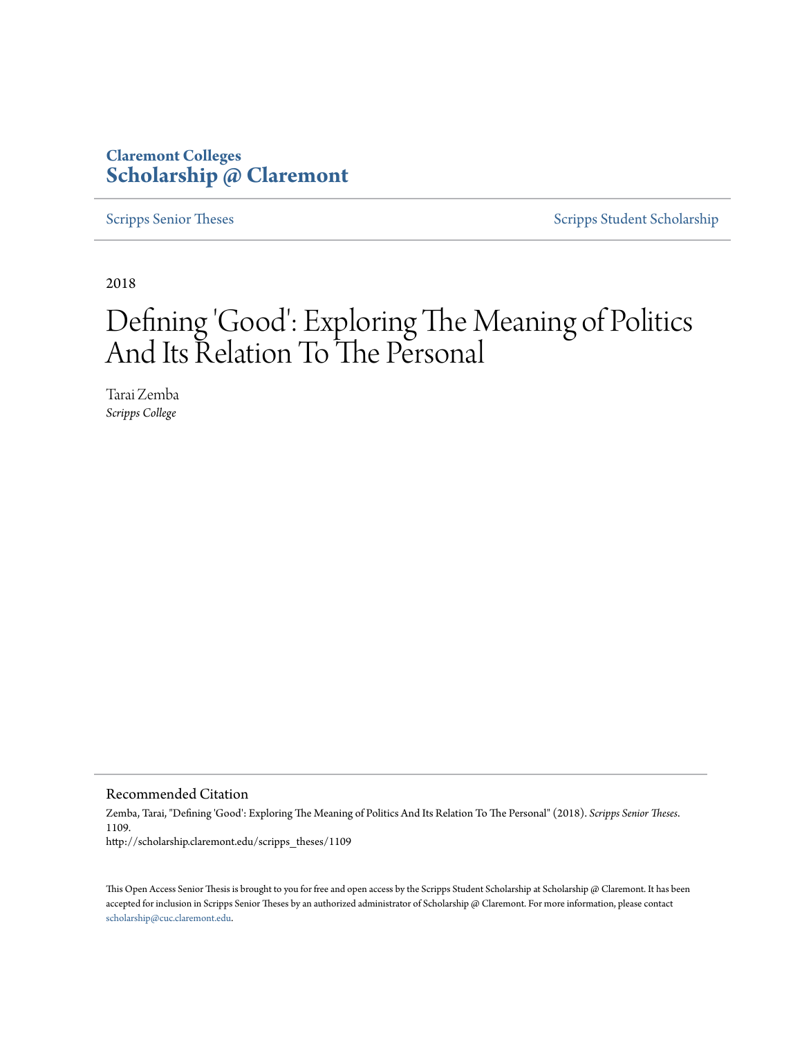**Claremont Colleges**
**Scholarship @ Claremont**

Scripps Senior Theses

Scripps Student Scholarship

2018

# Defining 'Good': Exploring The Meaning of Politics And Its Relation To The Personal

Tarai Zemba
*Scripps College*

## Recommended Citation

Zemba, Tarai, "Defining 'Good': Exploring The Meaning of Politics And Its Relation To The Personal" (2018). *Scripps Senior Theses*. 1109.
http://scholarship.claremont.edu/scripps_theses/1109

This Open Access Senior Thesis is brought to you for free and open access by the Scripps Student Scholarship at Scholarship @ Claremont. It has been accepted for inclusion in Scripps Senior Theses by an authorized administrator of Scholarship @ Claremont. For more information, please contact scholarship@cuc.claremont.edu.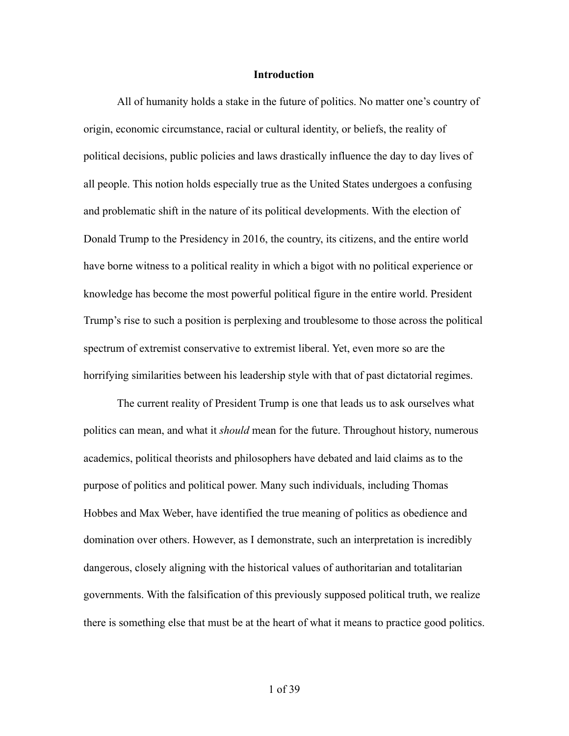# Introduction

All of humanity holds a stake in the future of politics. No matter one's country of origin, economic circumstance, racial or cultural identity, or beliefs, the reality of political decisions, public policies and laws drastically influence the day to day lives of all people. This notion holds especially true as the United States undergoes a confusing and problematic shift in the nature of its political developments. With the election of Donald Trump to the Presidency in 2016, the country, its citizens, and the entire world have borne witness to a political reality in which a bigot with no political experience or knowledge has become the most powerful political figure in the entire world. President Trump's rise to such a position is perplexing and troublesome to those across the political spectrum of extremist conservative to extremist liberal. Yet, even more so are the horrifying similarities between his leadership style with that of past dictatorial regimes.

The current reality of President Trump is one that leads us to ask ourselves what politics can mean, and what it *should* mean for the future. Throughout history, numerous academics, political theorists and philosophers have debated and laid claims as to the purpose of politics and political power. Many such individuals, including Thomas Hobbes and Max Weber, have identified the true meaning of politics as obedience and domination over others. However, as I demonstrate, such an interpretation is incredibly dangerous, closely aligning with the historical values of authoritarian and totalitarian governments. With the falsification of this previously supposed political truth, we realize there is something else that must be at the heart of what it means to practice good politics.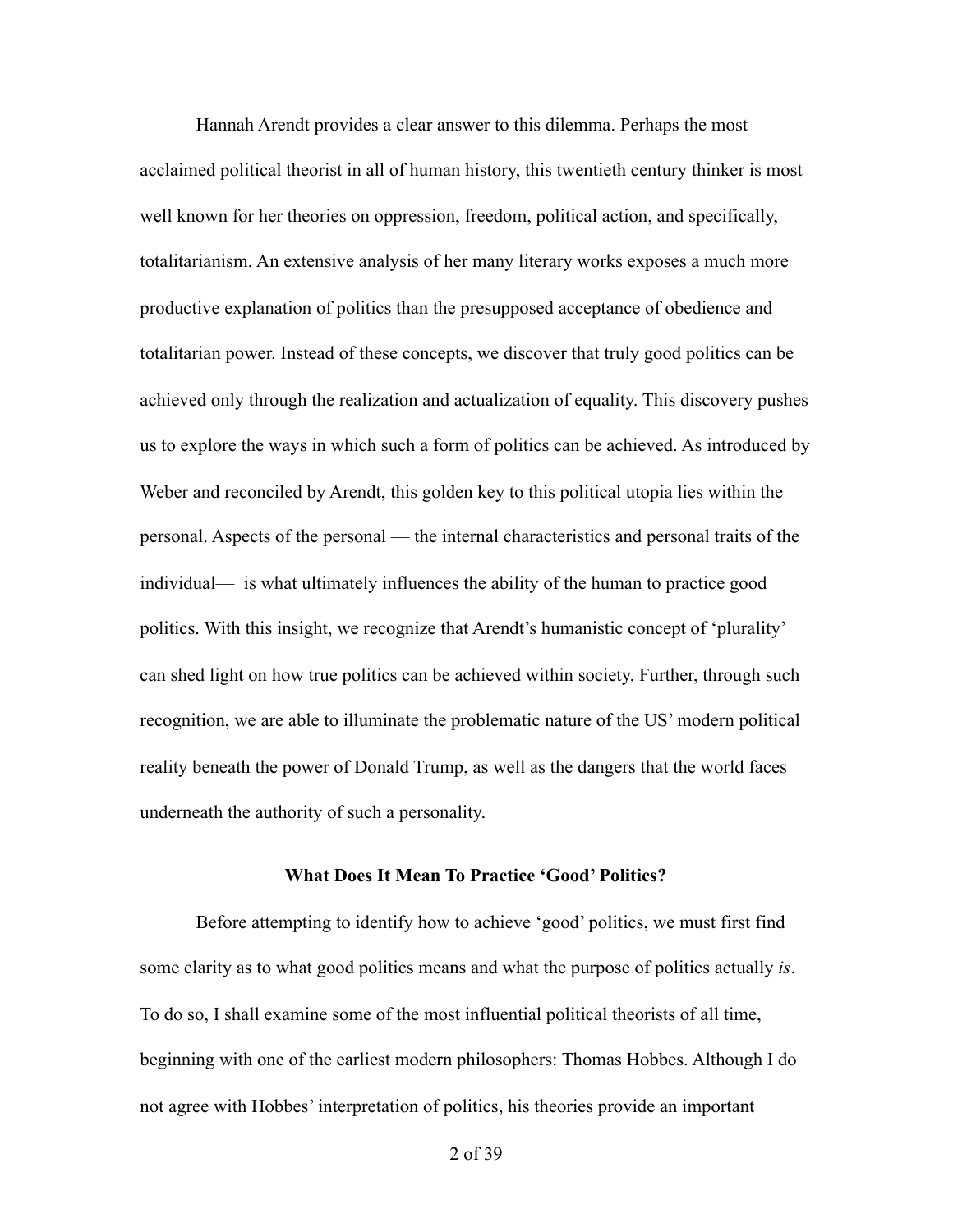Hannah Arendt provides a clear answer to this dilemma. Perhaps the most acclaimed political theorist in all of human history, this twentieth century thinker is most well known for her theories on oppression, freedom, political action, and specifically, totalitarianism. An extensive analysis of her many literary works exposes a much more productive explanation of politics than the presupposed acceptance of obedience and totalitarian power. Instead of these concepts, we discover that truly good politics can be achieved only through the realization and actualization of equality. This discovery pushes us to explore the ways in which such a form of politics can be achieved. As introduced by Weber and reconciled by Arendt, this golden key to this political utopia lies within the personal. Aspects of the personal — the internal characteristics and personal traits of the individual— is what ultimately influences the ability of the human to practice good politics. With this insight, we recognize that Arendt's humanistic concept of 'plurality' can shed light on how true politics can be achieved within society. Further, through such recognition, we are able to illuminate the problematic nature of the US' modern political reality beneath the power of Donald Trump, as well as the dangers that the world faces underneath the authority of such a personality.

## What Does It Mean To Practice 'Good' Politics?

Before attempting to identify how to achieve 'good' politics, we must first find some clarity as to what good politics means and what the purpose of politics actually *is*. To do so, I shall examine some of the most influential political theorists of all time, beginning with one of the earliest modern philosophers: Thomas Hobbes. Although I do not agree with Hobbes' interpretation of politics, his theories provide an important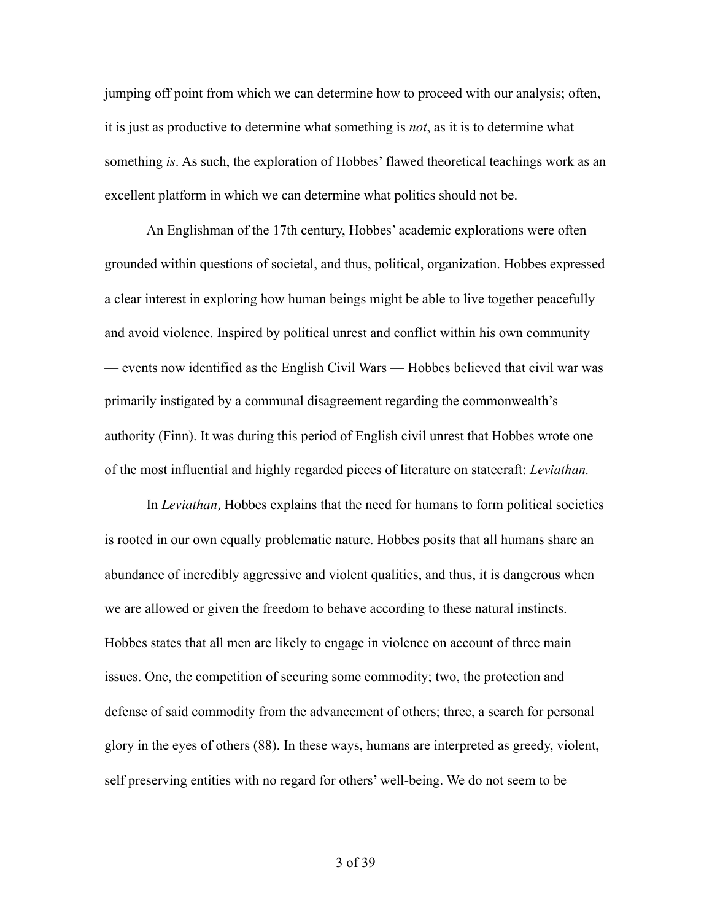jumping off point from which we can determine how to proceed with our analysis; often, it is just as productive to determine what something is *not*, as it is to determine what something *is*. As such, the exploration of Hobbes' flawed theoretical teachings work as an excellent platform in which we can determine what politics should not be.

An Englishman of the 17th century, Hobbes' academic explorations were often grounded within questions of societal, and thus, political, organization. Hobbes expressed a clear interest in exploring how human beings might be able to live together peacefully and avoid violence. Inspired by political unrest and conflict within his own community — events now identified as the English Civil Wars — Hobbes believed that civil war was primarily instigated by a communal disagreement regarding the commonwealth's authority (Finn). It was during this period of English civil unrest that Hobbes wrote one of the most influential and highly regarded pieces of literature on statecraft: *Leviathan.*

In *Leviathan,* Hobbes explains that the need for humans to form political societies is rooted in our own equally problematic nature. Hobbes posits that all humans share an abundance of incredibly aggressive and violent qualities, and thus, it is dangerous when we are allowed or given the freedom to behave according to these natural instincts. Hobbes states that all men are likely to engage in violence on account of three main issues. One, the competition of securing some commodity; two, the protection and defense of said commodity from the advancement of others; three, a search for personal glory in the eyes of others (88). In these ways, humans are interpreted as greedy, violent, self preserving entities with no regard for others' well-being. We do not seem to be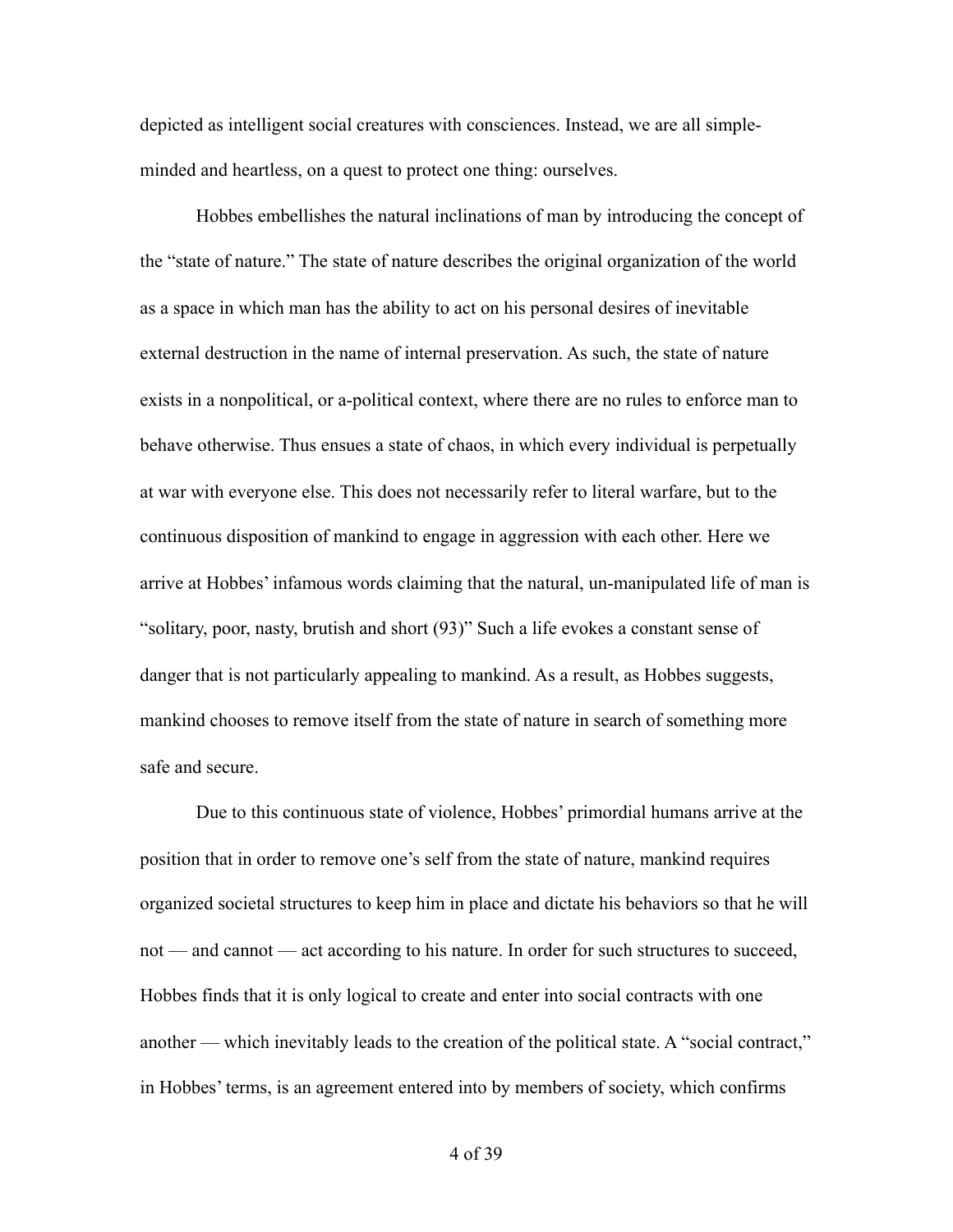depicted as intelligent social creatures with consciences. Instead, we are all simple-minded and heartless, on a quest to protect one thing: ourselves.

Hobbes embellishes the natural inclinations of man by introducing the concept of the "state of nature." The state of nature describes the original organization of the world as a space in which man has the ability to act on his personal desires of inevitable external destruction in the name of internal preservation. As such, the state of nature exists in a nonpolitical, or a-political context, where there are no rules to enforce man to behave otherwise. Thus ensues a state of chaos, in which every individual is perpetually at war with everyone else. This does not necessarily refer to literal warfare, but to the continuous disposition of mankind to engage in aggression with each other. Here we arrive at Hobbes' infamous words claiming that the natural, un-manipulated life of man is "solitary, poor, nasty, brutish and short (93)" Such a life evokes a constant sense of danger that is not particularly appealing to mankind. As a result, as Hobbes suggests, mankind chooses to remove itself from the state of nature in search of something more safe and secure.

Due to this continuous state of violence, Hobbes' primordial humans arrive at the position that in order to remove one's self from the state of nature, mankind requires organized societal structures to keep him in place and dictate his behaviors so that he will not — and cannot — act according to his nature. In order for such structures to succeed, Hobbes finds that it is only logical to create and enter into social contracts with one another — which inevitably leads to the creation of the political state. A "social contract," in Hobbes' terms, is an agreement entered into by members of society, which confirms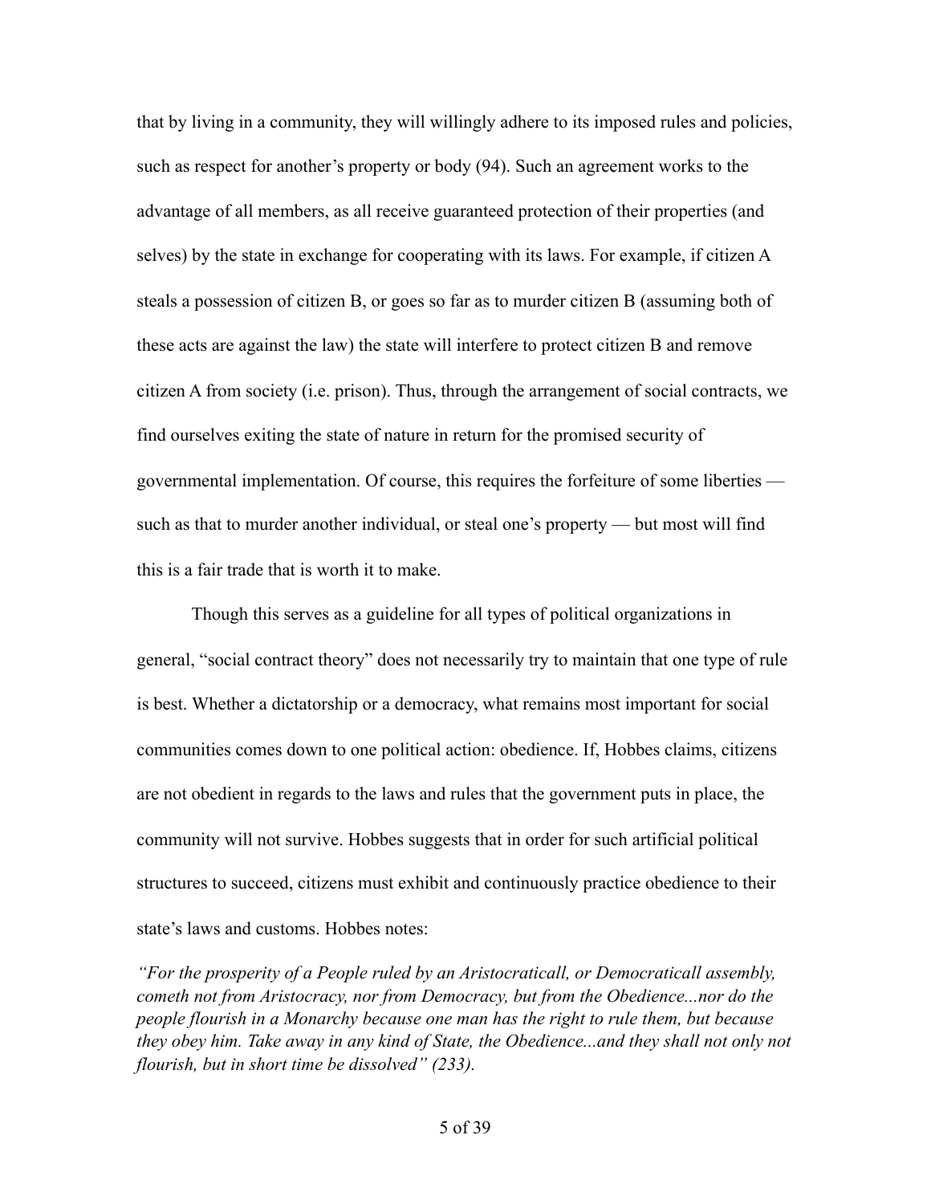that by living in a community, they will willingly adhere to its imposed rules and policies, such as respect for another's property or body (94). Such an agreement works to the advantage of all members, as all receive guaranteed protection of their properties (and selves) by the state in exchange for cooperating with its laws. For example, if citizen A steals a possession of citizen B, or goes so far as to murder citizen B (assuming both of these acts are against the law) the state will interfere to protect citizen B and remove citizen A from society (i.e. prison). Thus, through the arrangement of social contracts, we find ourselves exiting the state of nature in return for the promised security of governmental implementation. Of course, this requires the forfeiture of some liberties — such as that to murder another individual, or steal one's property — but most will find this is a fair trade that is worth it to make.

Though this serves as a guideline for all types of political organizations in general, "social contract theory" does not necessarily try to maintain that one type of rule is best. Whether a dictatorship or a democracy, what remains most important for social communities comes down to one political action: obedience. If, Hobbes claims, citizens are not obedient in regards to the laws and rules that the government puts in place, the community will not survive. Hobbes suggests that in order for such artificial political structures to succeed, citizens must exhibit and continuously practice obedience to their state's laws and customs. Hobbes notes:

*"For the prosperity of a People ruled by an Aristocraticall, or Democraticall assembly, cometh not from Aristocracy, nor from Democracy, but from the Obedience...nor do the people flourish in a Monarchy because one man has the right to rule them, but because they obey him. Take away in any kind of State, the Obedience...and they shall not only not flourish, but in short time be dissolved" (233).*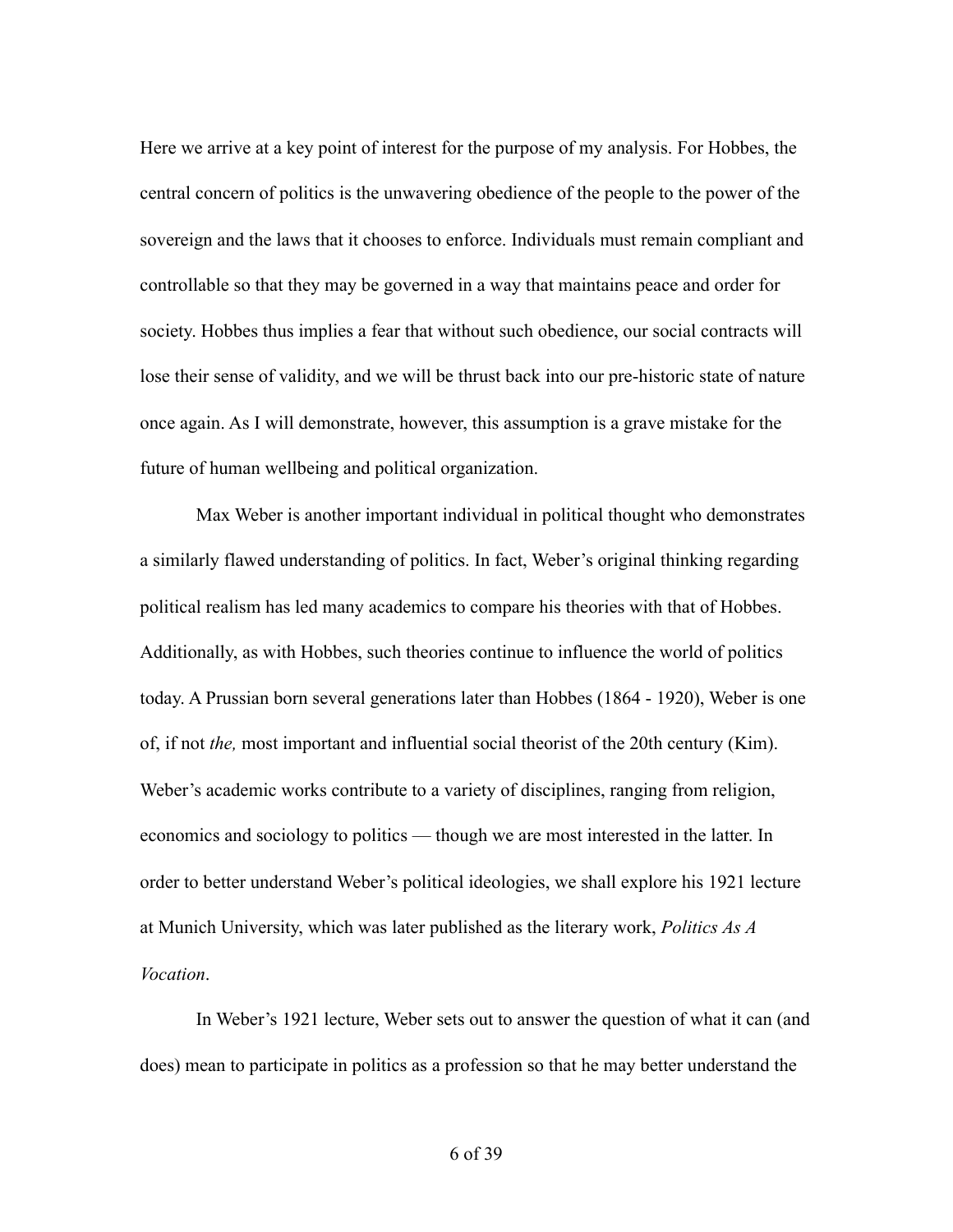Here we arrive at a key point of interest for the purpose of my analysis. For Hobbes, the central concern of politics is the unwavering obedience of the people to the power of the sovereign and the laws that it chooses to enforce. Individuals must remain compliant and controllable so that they may be governed in a way that maintains peace and order for society. Hobbes thus implies a fear that without such obedience, our social contracts will lose their sense of validity, and we will be thrust back into our pre-historic state of nature once again. As I will demonstrate, however, this assumption is a grave mistake for the future of human wellbeing and political organization.

Max Weber is another important individual in political thought who demonstrates a similarly flawed understanding of politics. In fact, Weber's original thinking regarding political realism has led many academics to compare his theories with that of Hobbes. Additionally, as with Hobbes, such theories continue to influence the world of politics today. A Prussian born several generations later than Hobbes (1864 - 1920), Weber is one of, if not *the,* most important and influential social theorist of the 20th century (Kim). Weber's academic works contribute to a variety of disciplines, ranging from religion, economics and sociology to politics — though we are most interested in the latter. In order to better understand Weber's political ideologies, we shall explore his 1921 lecture at Munich University, which was later published as the literary work, *Politics As A Vocation*.

In Weber's 1921 lecture, Weber sets out to answer the question of what it can (and does) mean to participate in politics as a profession so that he may better understand the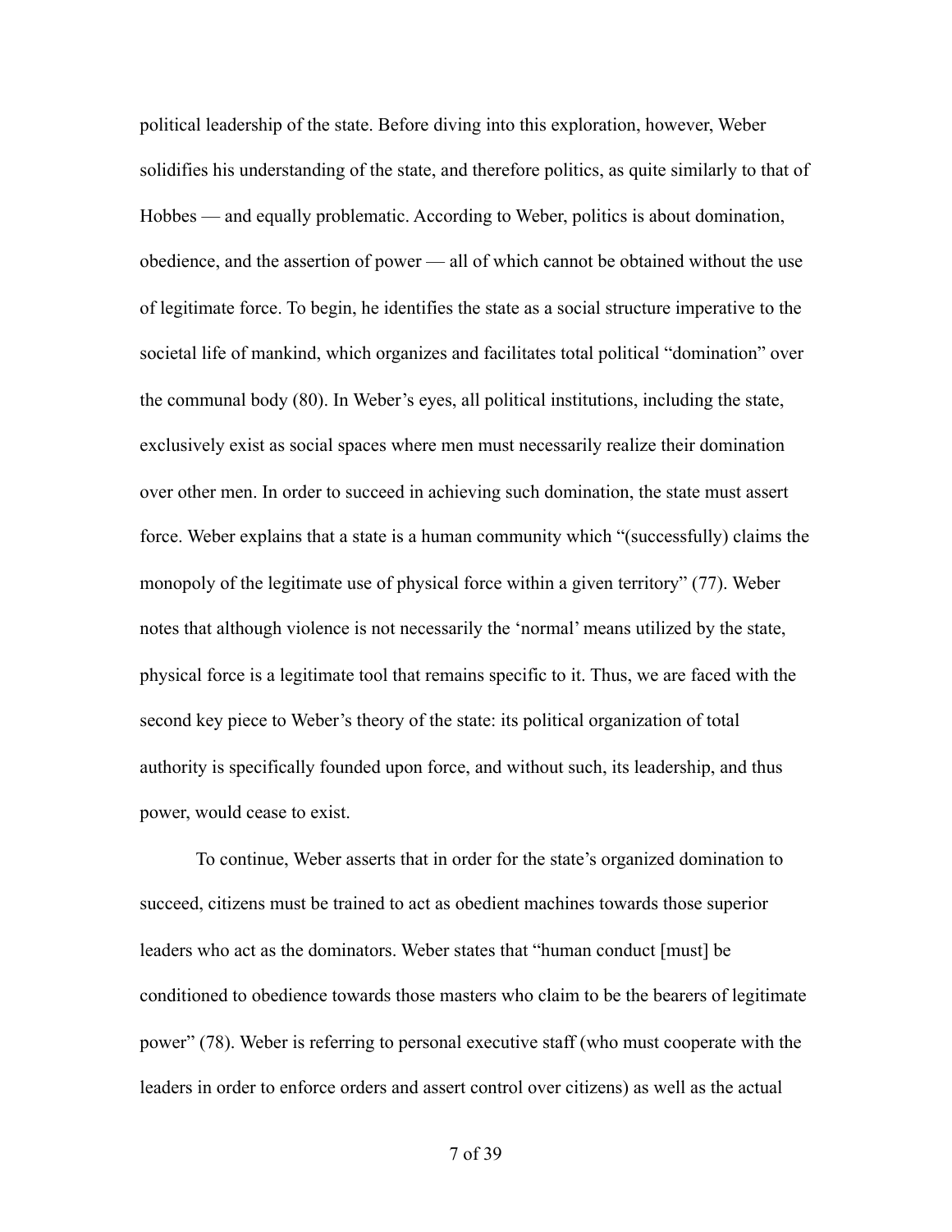political leadership of the state. Before diving into this exploration, however, Weber solidifies his understanding of the state, and therefore politics, as quite similarly to that of Hobbes — and equally problematic. According to Weber, politics is about domination, obedience, and the assertion of power — all of which cannot be obtained without the use of legitimate force. To begin, he identifies the state as a social structure imperative to the societal life of mankind, which organizes and facilitates total political "domination" over the communal body (80). In Weber's eyes, all political institutions, including the state, exclusively exist as social spaces where men must necessarily realize their domination over other men. In order to succeed in achieving such domination, the state must assert force. Weber explains that a state is a human community which "(successfully) claims the monopoly of the legitimate use of physical force within a given territory" (77). Weber notes that although violence is not necessarily the 'normal' means utilized by the state, physical force is a legitimate tool that remains specific to it. Thus, we are faced with the second key piece to Weber's theory of the state: its political organization of total authority is specifically founded upon force, and without such, its leadership, and thus power, would cease to exist.

To continue, Weber asserts that in order for the state's organized domination to succeed, citizens must be trained to act as obedient machines towards those superior leaders who act as the dominators. Weber states that "human conduct [must] be conditioned to obedience towards those masters who claim to be the bearers of legitimate power" (78). Weber is referring to personal executive staff (who must cooperate with the leaders in order to enforce orders and assert control over citizens) as well as the actual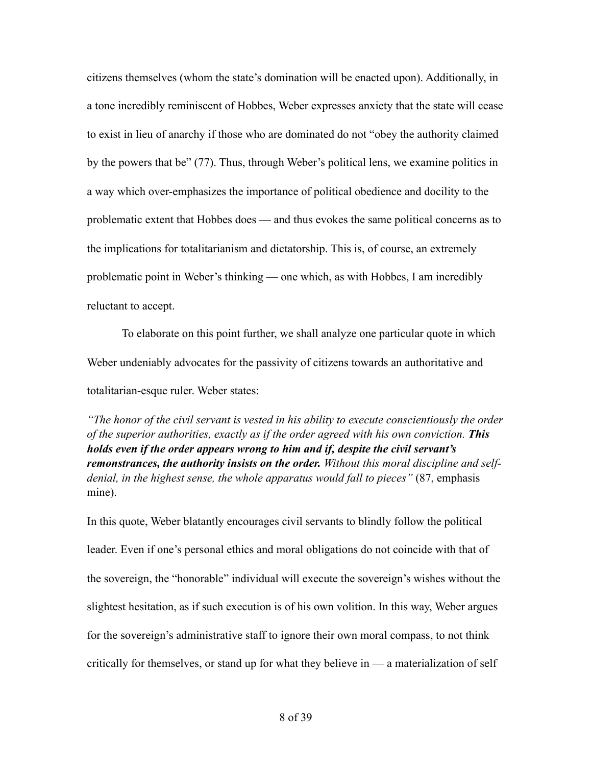citizens themselves (whom the state's domination will be enacted upon). Additionally, in a tone incredibly reminiscent of Hobbes, Weber expresses anxiety that the state will cease to exist in lieu of anarchy if those who are dominated do not "obey the authority claimed by the powers that be" (77). Thus, through Weber's political lens, we examine politics in a way which over-emphasizes the importance of political obedience and docility to the problematic extent that Hobbes does — and thus evokes the same political concerns as to the implications for totalitarianism and dictatorship. This is, of course, an extremely problematic point in Weber's thinking — one which, as with Hobbes, I am incredibly reluctant to accept.

To elaborate on this point further, we shall analyze one particular quote in which Weber undeniably advocates for the passivity of citizens towards an authoritative and totalitarian-esque ruler. Weber states:

*"The honor of the civil servant is vested in his ability to execute conscientiously the order of the superior authorities, exactly as if the order agreed with his own conviction.* ***This holds even if the order appears wrong to him and if, despite the civil servant's remonstrances, the authority insists on the order.*** *Without this moral discipline and self-denial, in the highest sense, the whole apparatus would fall to pieces"* (87, emphasis mine).

In this quote, Weber blatantly encourages civil servants to blindly follow the political leader. Even if one's personal ethics and moral obligations do not coincide with that of the sovereign, the "honorable" individual will execute the sovereign's wishes without the slightest hesitation, as if such execution is of his own volition. In this way, Weber argues for the sovereign's administrative staff to ignore their own moral compass, to not think critically for themselves, or stand up for what they believe in — a materialization of self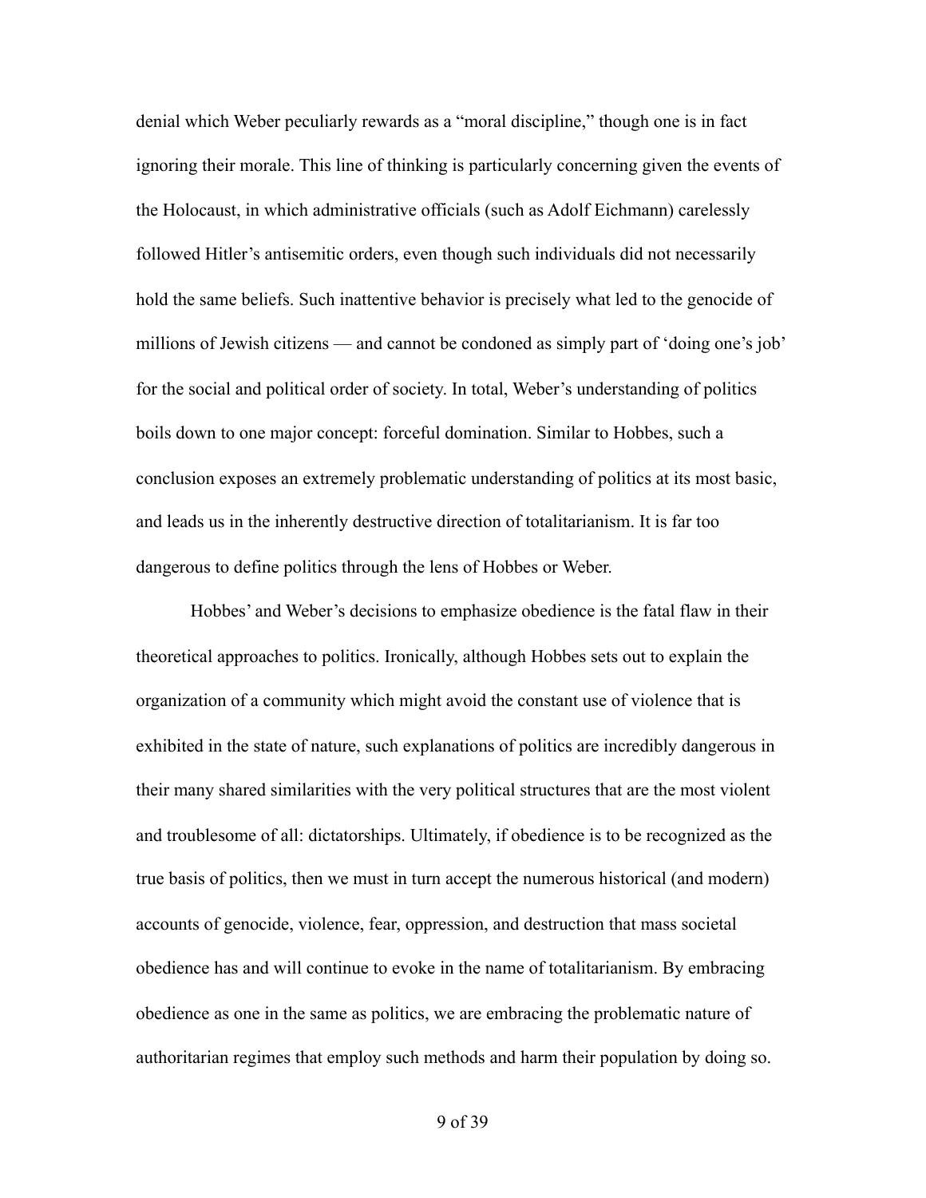denial which Weber peculiarly rewards as a "moral discipline," though one is in fact ignoring their morale. This line of thinking is particularly concerning given the events of the Holocaust, in which administrative officials (such as Adolf Eichmann) carelessly followed Hitler's antisemitic orders, even though such individuals did not necessarily hold the same beliefs. Such inattentive behavior is precisely what led to the genocide of millions of Jewish citizens — and cannot be condoned as simply part of 'doing one's job' for the social and political order of society. In total, Weber's understanding of politics boils down to one major concept: forceful domination. Similar to Hobbes, such a conclusion exposes an extremely problematic understanding of politics at its most basic, and leads us in the inherently destructive direction of totalitarianism. It is far too dangerous to define politics through the lens of Hobbes or Weber.

Hobbes' and Weber's decisions to emphasize obedience is the fatal flaw in their theoretical approaches to politics. Ironically, although Hobbes sets out to explain the organization of a community which might avoid the constant use of violence that is exhibited in the state of nature, such explanations of politics are incredibly dangerous in their many shared similarities with the very political structures that are the most violent and troublesome of all: dictatorships. Ultimately, if obedience is to be recognized as the true basis of politics, then we must in turn accept the numerous historical (and modern) accounts of genocide, violence, fear, oppression, and destruction that mass societal obedience has and will continue to evoke in the name of totalitarianism. By embracing obedience as one in the same as politics, we are embracing the problematic nature of authoritarian regimes that employ such methods and harm their population by doing so.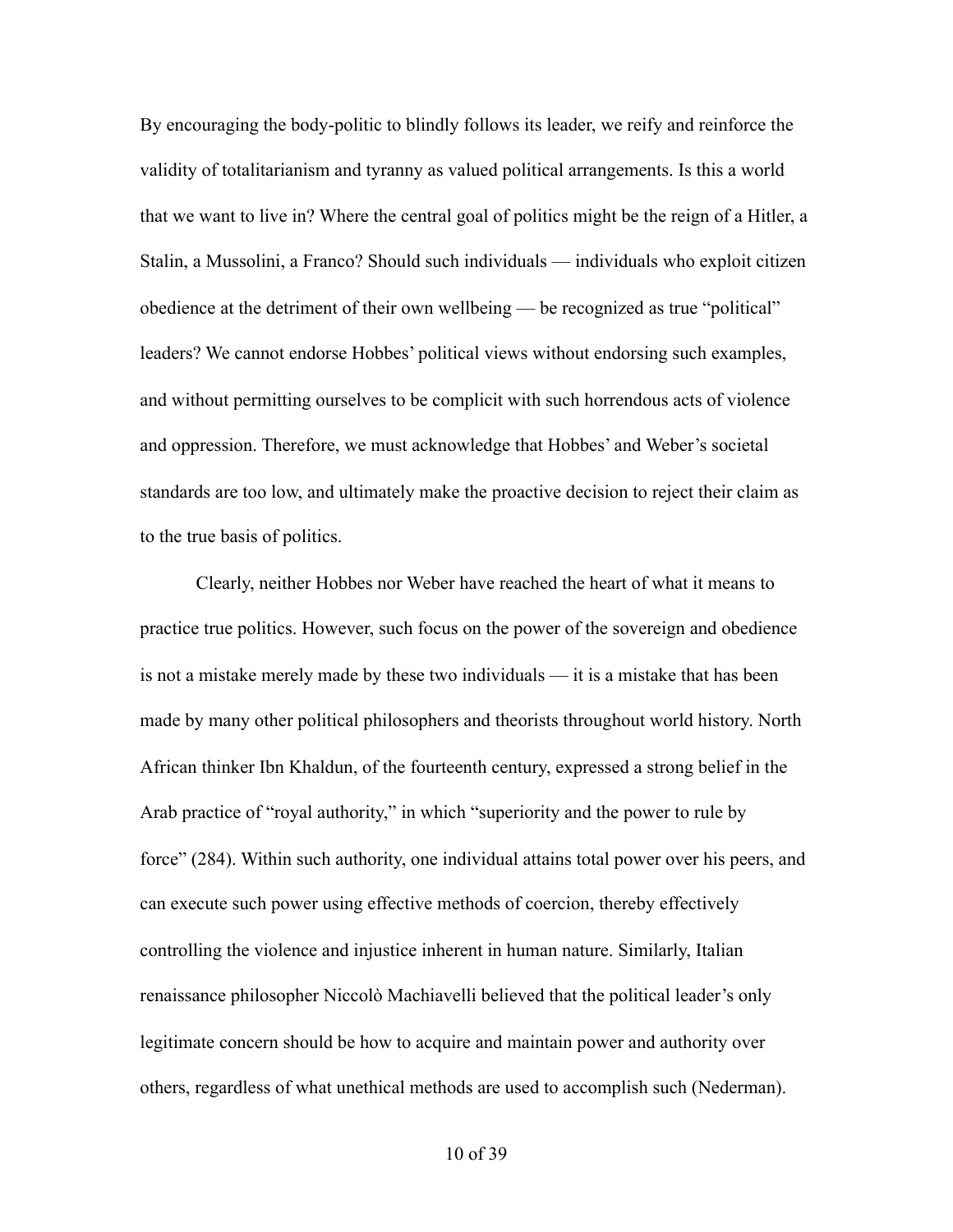By encouraging the body-politic to blindly follows its leader, we reify and reinforce the validity of totalitarianism and tyranny as valued political arrangements. Is this a world that we want to live in? Where the central goal of politics might be the reign of a Hitler, a Stalin, a Mussolini, a Franco? Should such individuals — individuals who exploit citizen obedience at the detriment of their own wellbeing — be recognized as true "political" leaders? We cannot endorse Hobbes' political views without endorsing such examples, and without permitting ourselves to be complicit with such horrendous acts of violence and oppression. Therefore, we must acknowledge that Hobbes' and Weber's societal standards are too low, and ultimately make the proactive decision to reject their claim as to the true basis of politics.

Clearly, neither Hobbes nor Weber have reached the heart of what it means to practice true politics. However, such focus on the power of the sovereign and obedience is not a mistake merely made by these two individuals — it is a mistake that has been made by many other political philosophers and theorists throughout world history. North African thinker Ibn Khaldun, of the fourteenth century, expressed a strong belief in the Arab practice of "royal authority," in which "superiority and the power to rule by force" (284). Within such authority, one individual attains total power over his peers, and can execute such power using effective methods of coercion, thereby effectively controlling the violence and injustice inherent in human nature. Similarly, Italian renaissance philosopher Niccolò Machiavelli believed that the political leader's only legitimate concern should be how to acquire and maintain power and authority over others, regardless of what unethical methods are used to accomplish such (Nederman).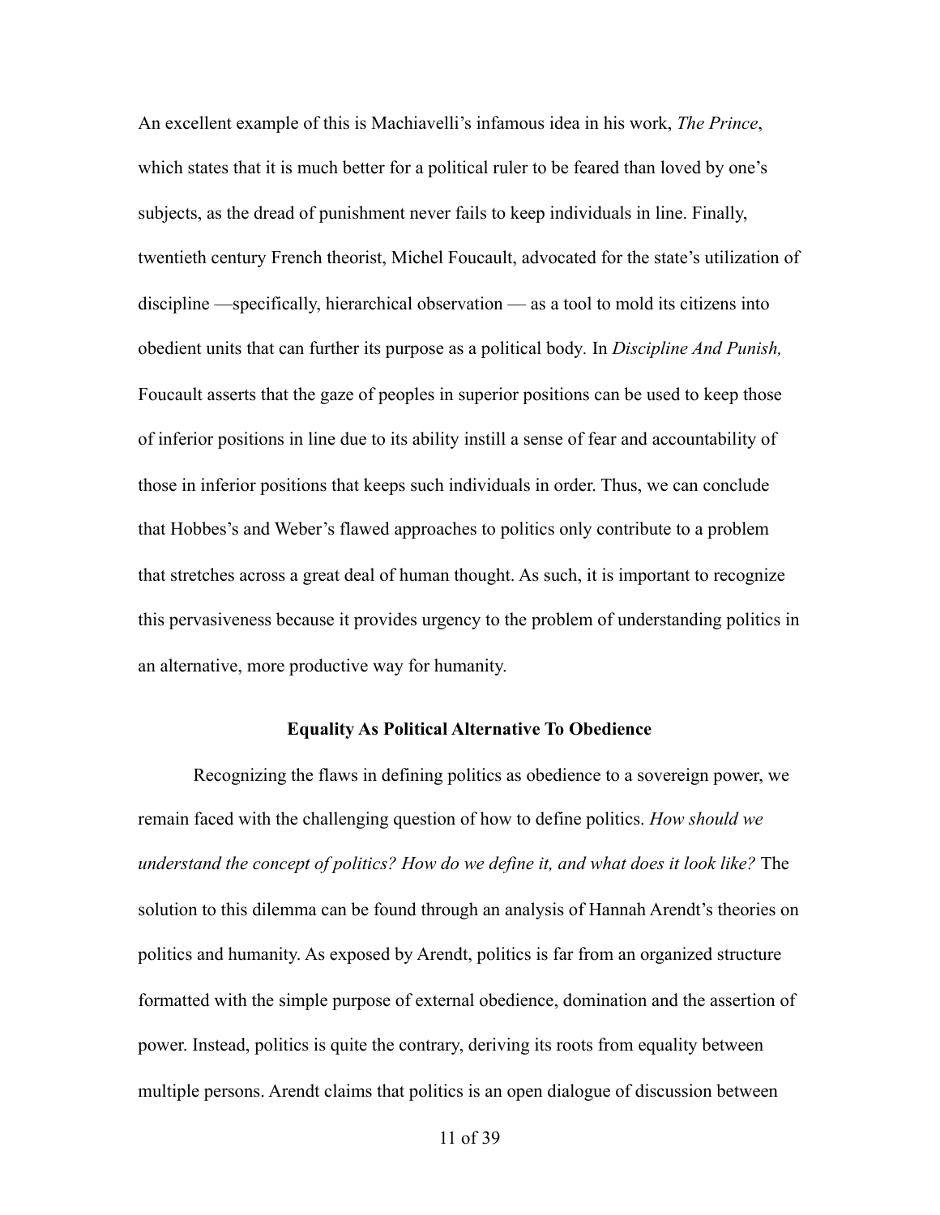An excellent example of this is Machiavelli's infamous idea in his work, *The Prince*, which states that it is much better for a political ruler to be feared than loved by one's subjects, as the dread of punishment never fails to keep individuals in line. Finally, twentieth century French theorist, Michel Foucault, advocated for the state's utilization of discipline —specifically, hierarchical observation — as a tool to mold its citizens into obedient units that can further its purpose as a political body. In *Discipline And Punish,* Foucault asserts that the gaze of peoples in superior positions can be used to keep those of inferior positions in line due to its ability instill a sense of fear and accountability of those in inferior positions that keeps such individuals in order. Thus, we can conclude that Hobbes's and Weber's flawed approaches to politics only contribute to a problem that stretches across a great deal of human thought. As such, it is important to recognize this pervasiveness because it provides urgency to the problem of understanding politics in an alternative, more productive way for humanity.

## Equality As Political Alternative To Obedience

Recognizing the flaws in defining politics as obedience to a sovereign power, we remain faced with the challenging question of how to define politics. *How should we understand the concept of politics? How do we define it, and what does it look like?* The solution to this dilemma can be found through an analysis of Hannah Arendt's theories on politics and humanity. As exposed by Arendt, politics is far from an organized structure formatted with the simple purpose of external obedience, domination and the assertion of power. Instead, politics is quite the contrary, deriving its roots from equality between multiple persons. Arendt claims that politics is an open dialogue of discussion between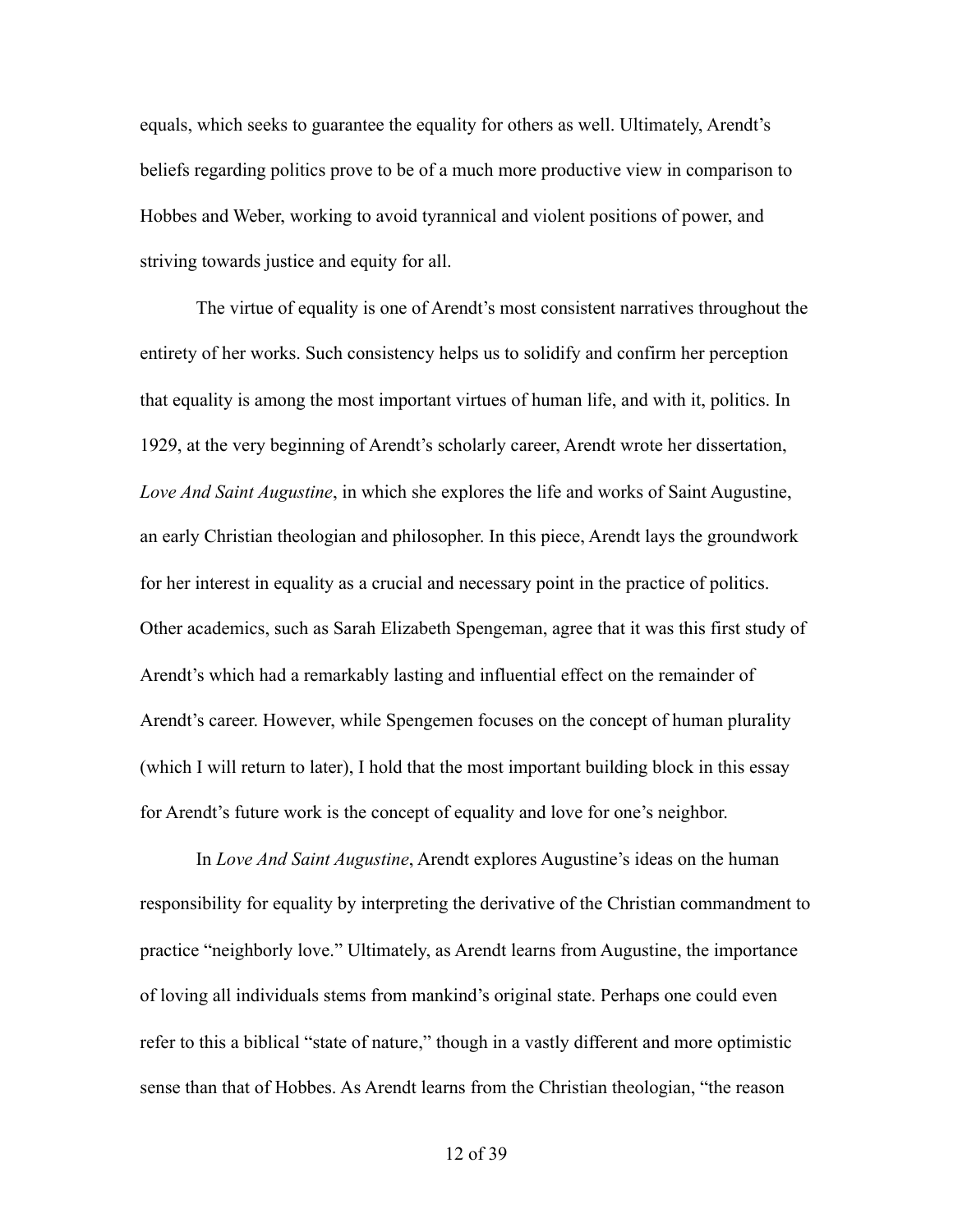equals, which seeks to guarantee the equality for others as well. Ultimately, Arendt's beliefs regarding politics prove to be of a much more productive view in comparison to Hobbes and Weber, working to avoid tyrannical and violent positions of power, and striving towards justice and equity for all.

The virtue of equality is one of Arendt's most consistent narratives throughout the entirety of her works. Such consistency helps us to solidify and confirm her perception that equality is among the most important virtues of human life, and with it, politics. In 1929, at the very beginning of Arendt's scholarly career, Arendt wrote her dissertation, *Love And Saint Augustine*, in which she explores the life and works of Saint Augustine, an early Christian theologian and philosopher. In this piece, Arendt lays the groundwork for her interest in equality as a crucial and necessary point in the practice of politics. Other academics, such as Sarah Elizabeth Spengeman, agree that it was this first study of Arendt's which had a remarkably lasting and influential effect on the remainder of Arendt's career. However, while Spengemen focuses on the concept of human plurality (which I will return to later), I hold that the most important building block in this essay for Arendt's future work is the concept of equality and love for one's neighbor.

In *Love And Saint Augustine*, Arendt explores Augustine's ideas on the human responsibility for equality by interpreting the derivative of the Christian commandment to practice "neighborly love." Ultimately, as Arendt learns from Augustine, the importance of loving all individuals stems from mankind's original state. Perhaps one could even refer to this a biblical "state of nature," though in a vastly different and more optimistic sense than that of Hobbes. As Arendt learns from the Christian theologian, "the reason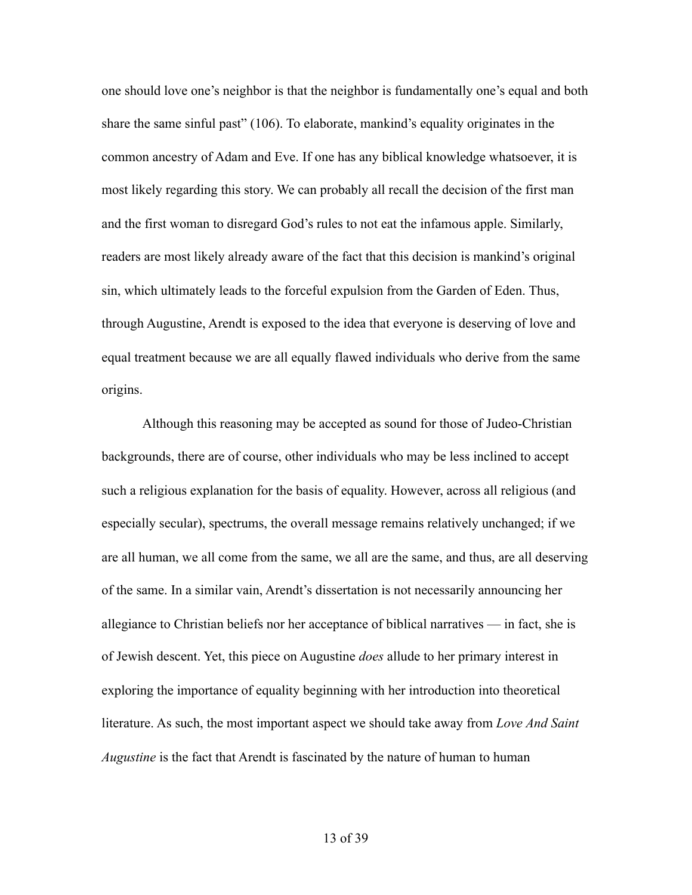one should love one's neighbor is that the neighbor is fundamentally one's equal and both share the same sinful past" (106). To elaborate, mankind's equality originates in the common ancestry of Adam and Eve. If one has any biblical knowledge whatsoever, it is most likely regarding this story. We can probably all recall the decision of the first man and the first woman to disregard God's rules to not eat the infamous apple. Similarly, readers are most likely already aware of the fact that this decision is mankind's original sin, which ultimately leads to the forceful expulsion from the Garden of Eden. Thus, through Augustine, Arendt is exposed to the idea that everyone is deserving of love and equal treatment because we are all equally flawed individuals who derive from the same origins.

Although this reasoning may be accepted as sound for those of Judeo-Christian backgrounds, there are of course, other individuals who may be less inclined to accept such a religious explanation for the basis of equality. However, across all religious (and especially secular), spectrums, the overall message remains relatively unchanged; if we are all human, we all come from the same, we all are the same, and thus, are all deserving of the same. In a similar vain, Arendt's dissertation is not necessarily announcing her allegiance to Christian beliefs nor her acceptance of biblical narratives — in fact, she is of Jewish descent. Yet, this piece on Augustine *does* allude to her primary interest in exploring the importance of equality beginning with her introduction into theoretical literature. As such, the most important aspect we should take away from *Love And Saint Augustine* is the fact that Arendt is fascinated by the nature of human to human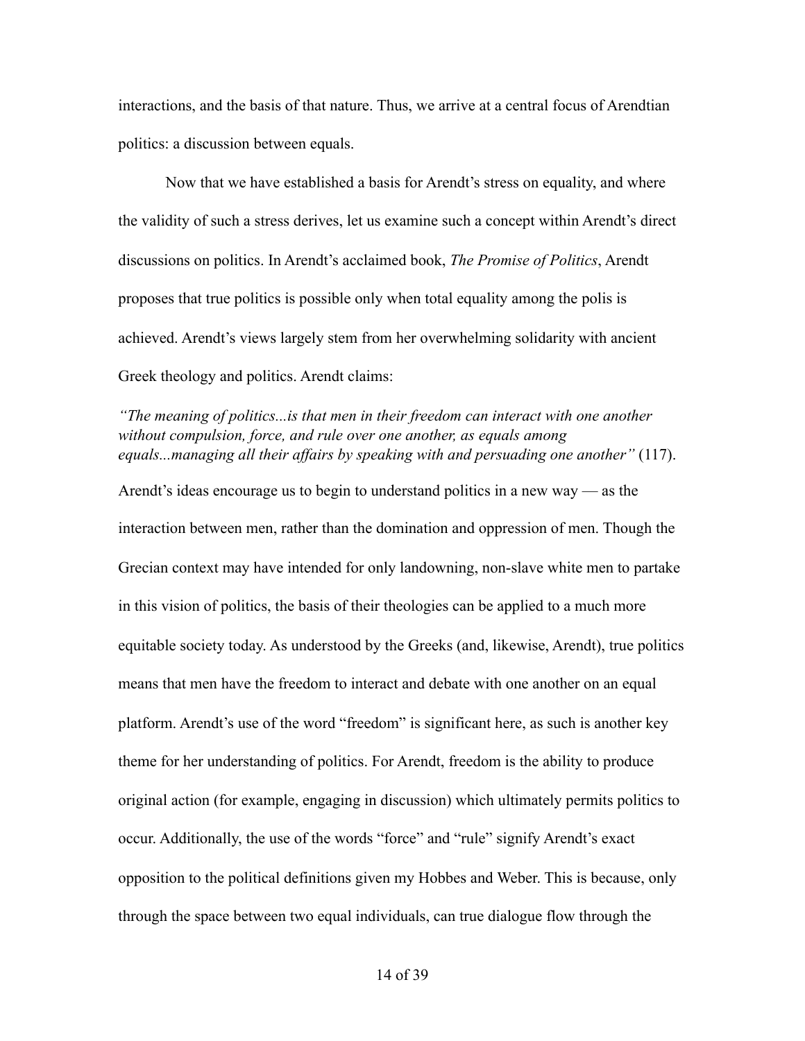interactions, and the basis of that nature. Thus, we arrive at a central focus of Arendtian politics: a discussion between equals.

Now that we have established a basis for Arendt's stress on equality, and where the validity of such a stress derives, let us examine such a concept within Arendt's direct discussions on politics. In Arendt's acclaimed book, *The Promise of Politics*, Arendt proposes that true politics is possible only when total equality among the polis is achieved. Arendt's views largely stem from her overwhelming solidarity with ancient Greek theology and politics. Arendt claims:

*"The meaning of politics...is that men in their freedom can interact with one another without compulsion, force, and rule over one another, as equals among equals...managing all their affairs by speaking with and persuading one another"* (117).

Arendt's ideas encourage us to begin to understand politics in a new way — as the interaction between men, rather than the domination and oppression of men. Though the Grecian context may have intended for only landowning, non-slave white men to partake in this vision of politics, the basis of their theologies can be applied to a much more equitable society today. As understood by the Greeks (and, likewise, Arendt), true politics means that men have the freedom to interact and debate with one another on an equal platform. Arendt's use of the word "freedom" is significant here, as such is another key theme for her understanding of politics. For Arendt, freedom is the ability to produce original action (for example, engaging in discussion) which ultimately permits politics to occur. Additionally, the use of the words "force" and "rule" signify Arendt's exact opposition to the political definitions given my Hobbes and Weber. This is because, only through the space between two equal individuals, can true dialogue flow through the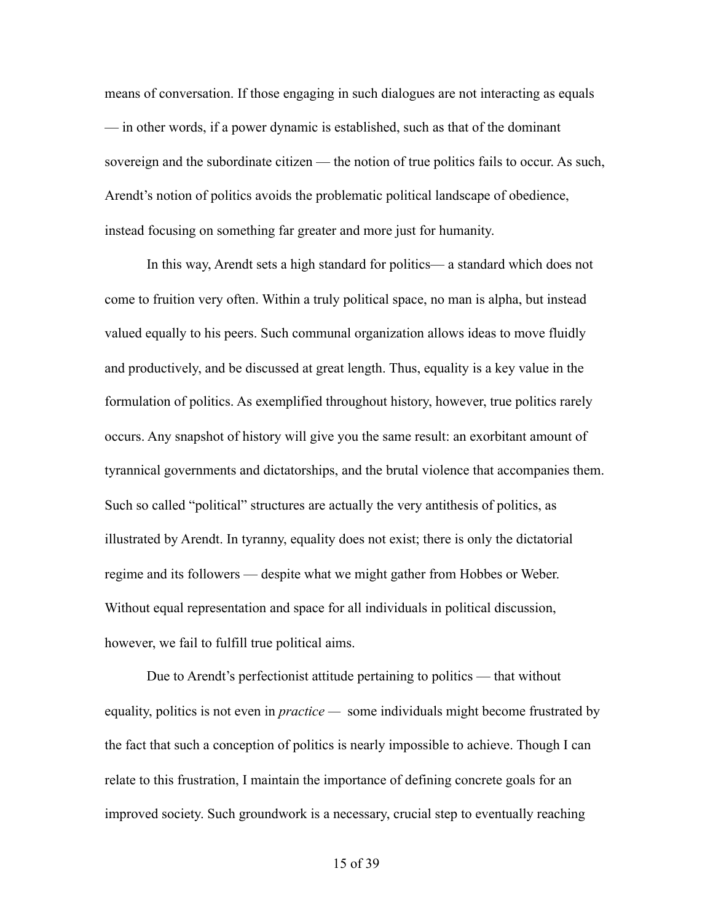means of conversation. If those engaging in such dialogues are not interacting as equals — in other words, if a power dynamic is established, such as that of the dominant sovereign and the subordinate citizen — the notion of true politics fails to occur. As such, Arendt's notion of politics avoids the problematic political landscape of obedience, instead focusing on something far greater and more just for humanity.

In this way, Arendt sets a high standard for politics— a standard which does not come to fruition very often. Within a truly political space, no man is alpha, but instead valued equally to his peers. Such communal organization allows ideas to move fluidly and productively, and be discussed at great length. Thus, equality is a key value in the formulation of politics. As exemplified throughout history, however, true politics rarely occurs. Any snapshot of history will give you the same result: an exorbitant amount of tyrannical governments and dictatorships, and the brutal violence that accompanies them. Such so called "political" structures are actually the very antithesis of politics, as illustrated by Arendt. In tyranny, equality does not exist; there is only the dictatorial regime and its followers — despite what we might gather from Hobbes or Weber. Without equal representation and space for all individuals in political discussion, however, we fail to fulfill true political aims.

Due to Arendt's perfectionist attitude pertaining to politics — that without equality, politics is not even in *practice* — some individuals might become frustrated by the fact that such a conception of politics is nearly impossible to achieve. Though I can relate to this frustration, I maintain the importance of defining concrete goals for an improved society. Such groundwork is a necessary, crucial step to eventually reaching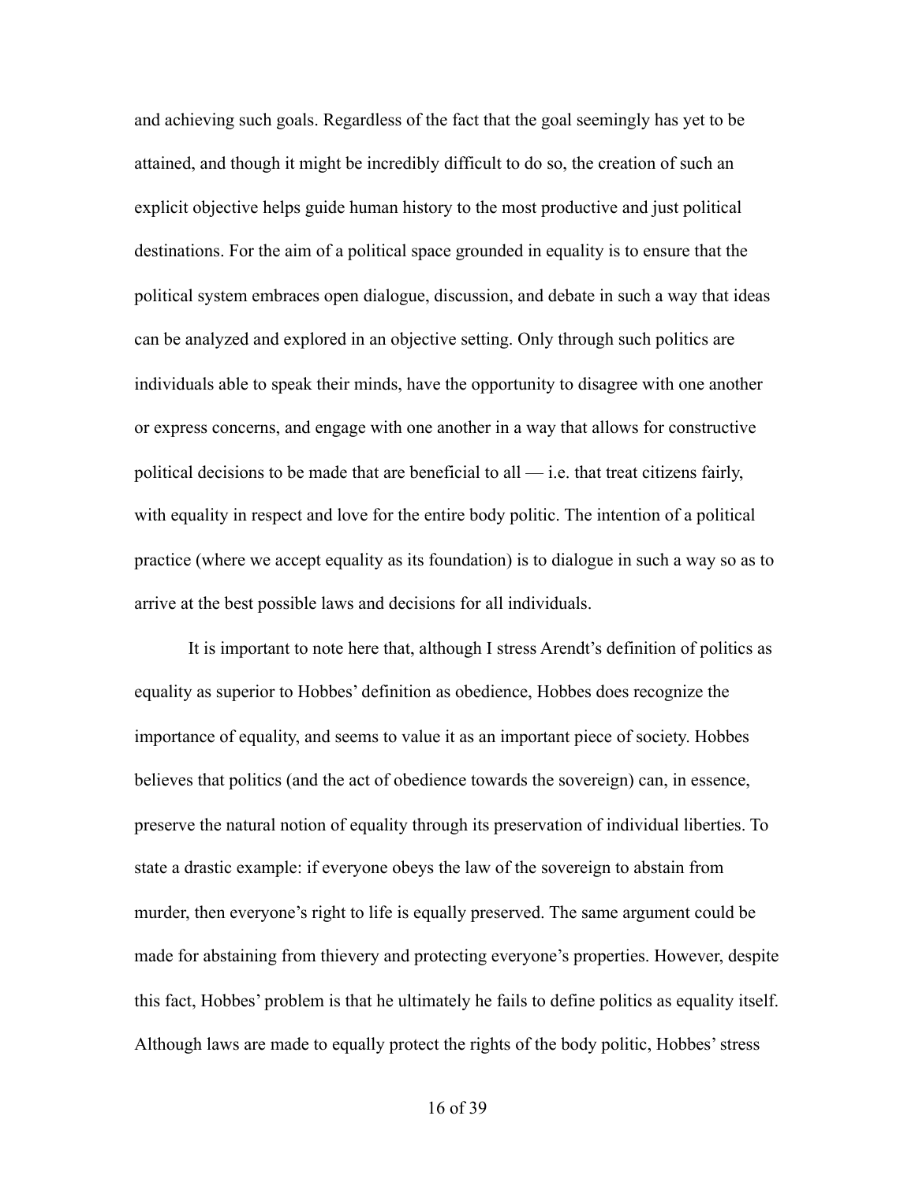and achieving such goals. Regardless of the fact that the goal seemingly has yet to be attained, and though it might be incredibly difficult to do so, the creation of such an explicit objective helps guide human history to the most productive and just political destinations. For the aim of a political space grounded in equality is to ensure that the political system embraces open dialogue, discussion, and debate in such a way that ideas can be analyzed and explored in an objective setting. Only through such politics are individuals able to speak their minds, have the opportunity to disagree with one another or express concerns, and engage with one another in a way that allows for constructive political decisions to be made that are beneficial to all — i.e. that treat citizens fairly, with equality in respect and love for the entire body politic. The intention of a political practice (where we accept equality as its foundation) is to dialogue in such a way so as to arrive at the best possible laws and decisions for all individuals.

It is important to note here that, although I stress Arendt's definition of politics as equality as superior to Hobbes' definition as obedience, Hobbes does recognize the importance of equality, and seems to value it as an important piece of society. Hobbes believes that politics (and the act of obedience towards the sovereign) can, in essence, preserve the natural notion of equality through its preservation of individual liberties. To state a drastic example: if everyone obeys the law of the sovereign to abstain from murder, then everyone's right to life is equally preserved. The same argument could be made for abstaining from thievery and protecting everyone's properties. However, despite this fact, Hobbes' problem is that he ultimately he fails to define politics as equality itself. Although laws are made to equally protect the rights of the body politic, Hobbes' stress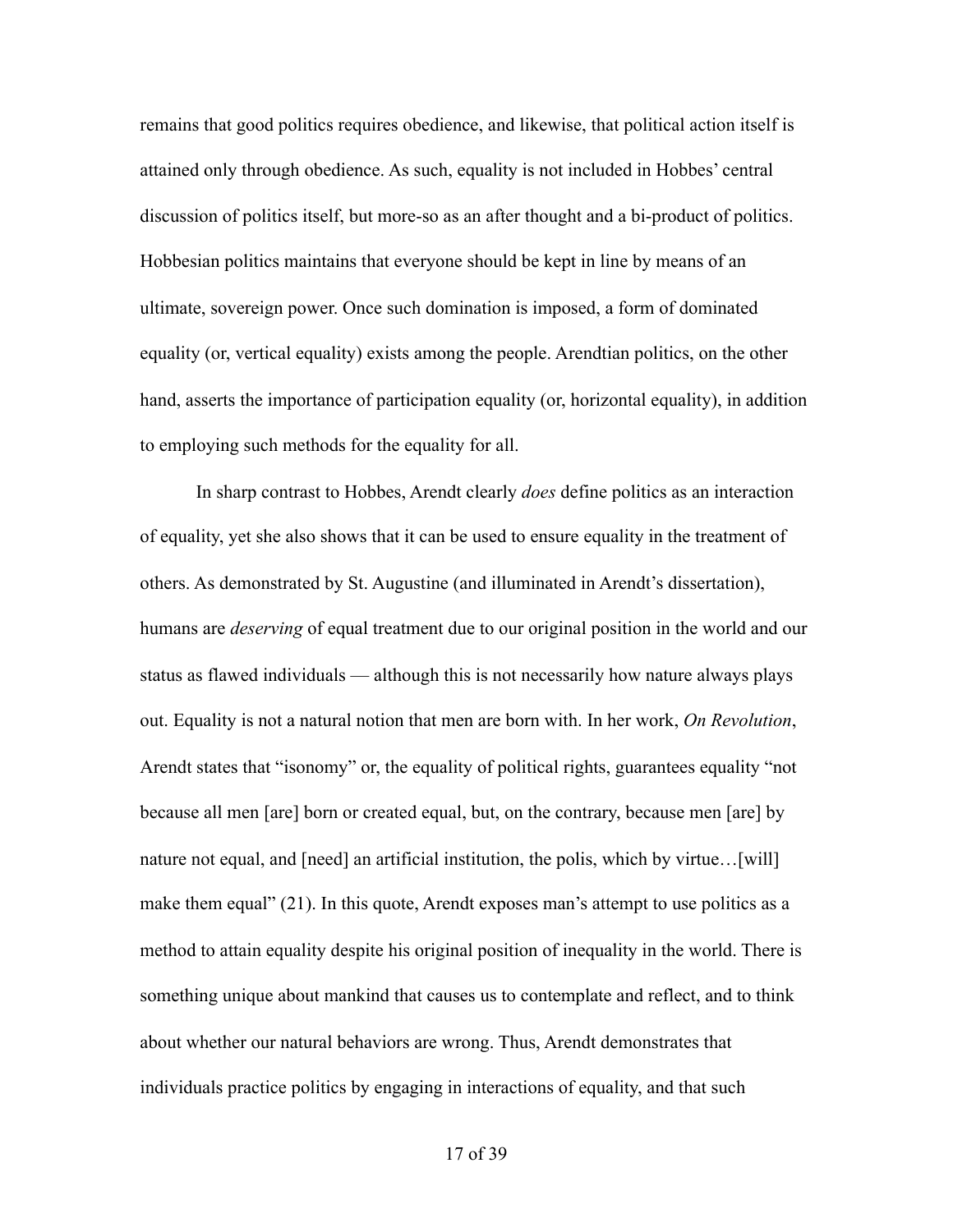remains that good politics requires obedience, and likewise, that political action itself is attained only through obedience. As such, equality is not included in Hobbes' central discussion of politics itself, but more-so as an after thought and a bi-product of politics. Hobbesian politics maintains that everyone should be kept in line by means of an ultimate, sovereign power. Once such domination is imposed, a form of dominated equality (or, vertical equality) exists among the people. Arendtian politics, on the other hand, asserts the importance of participation equality (or, horizontal equality), in addition to employing such methods for the equality for all.

In sharp contrast to Hobbes, Arendt clearly *does* define politics as an interaction of equality, yet she also shows that it can be used to ensure equality in the treatment of others. As demonstrated by St. Augustine (and illuminated in Arendt's dissertation), humans are *deserving* of equal treatment due to our original position in the world and our status as flawed individuals — although this is not necessarily how nature always plays out. Equality is not a natural notion that men are born with. In her work, *On Revolution*, Arendt states that "isonomy" or, the equality of political rights, guarantees equality "not because all men [are] born or created equal, but, on the contrary, because men [are] by nature not equal, and [need] an artificial institution, the polis, which by virtue…[will] make them equal" (21). In this quote, Arendt exposes man's attempt to use politics as a method to attain equality despite his original position of inequality in the world. There is something unique about mankind that causes us to contemplate and reflect, and to think about whether our natural behaviors are wrong. Thus, Arendt demonstrates that individuals practice politics by engaging in interactions of equality, and that such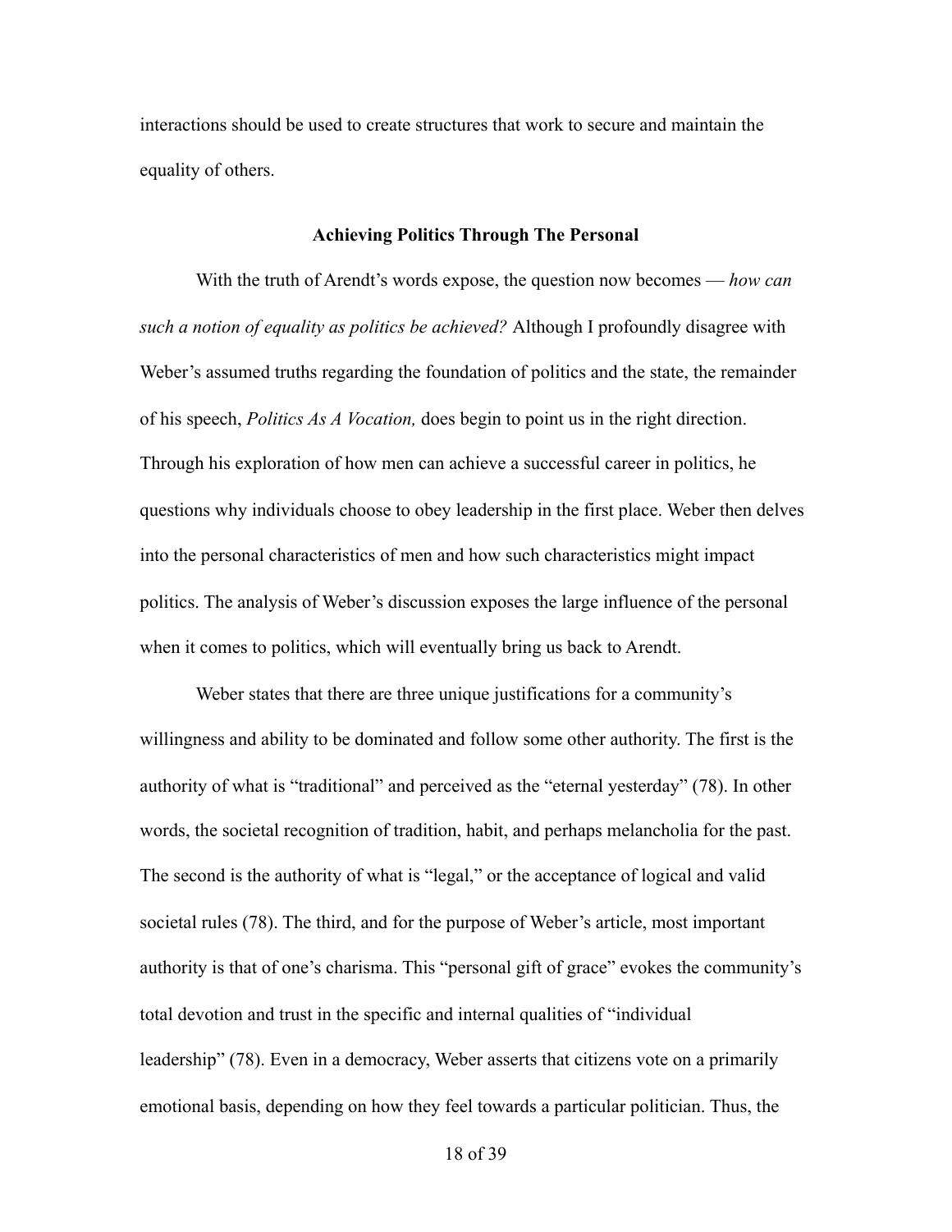interactions should be used to create structures that work to secure and maintain the equality of others.

## Achieving Politics Through The Personal

With the truth of Arendt's words expose, the question now becomes — *how can such a notion of equality as politics be achieved?* Although I profoundly disagree with Weber's assumed truths regarding the foundation of politics and the state, the remainder of his speech, *Politics As A Vocation,* does begin to point us in the right direction. Through his exploration of how men can achieve a successful career in politics, he questions why individuals choose to obey leadership in the first place. Weber then delves into the personal characteristics of men and how such characteristics might impact politics. The analysis of Weber's discussion exposes the large influence of the personal when it comes to politics, which will eventually bring us back to Arendt.

Weber states that there are three unique justifications for a community's willingness and ability to be dominated and follow some other authority. The first is the authority of what is "traditional" and perceived as the "eternal yesterday" (78). In other words, the societal recognition of tradition, habit, and perhaps melancholia for the past. The second is the authority of what is "legal," or the acceptance of logical and valid societal rules (78). The third, and for the purpose of Weber's article, most important authority is that of one's charisma. This "personal gift of grace" evokes the community's total devotion and trust in the specific and internal qualities of "individual leadership" (78). Even in a democracy, Weber asserts that citizens vote on a primarily emotional basis, depending on how they feel towards a particular politician. Thus, the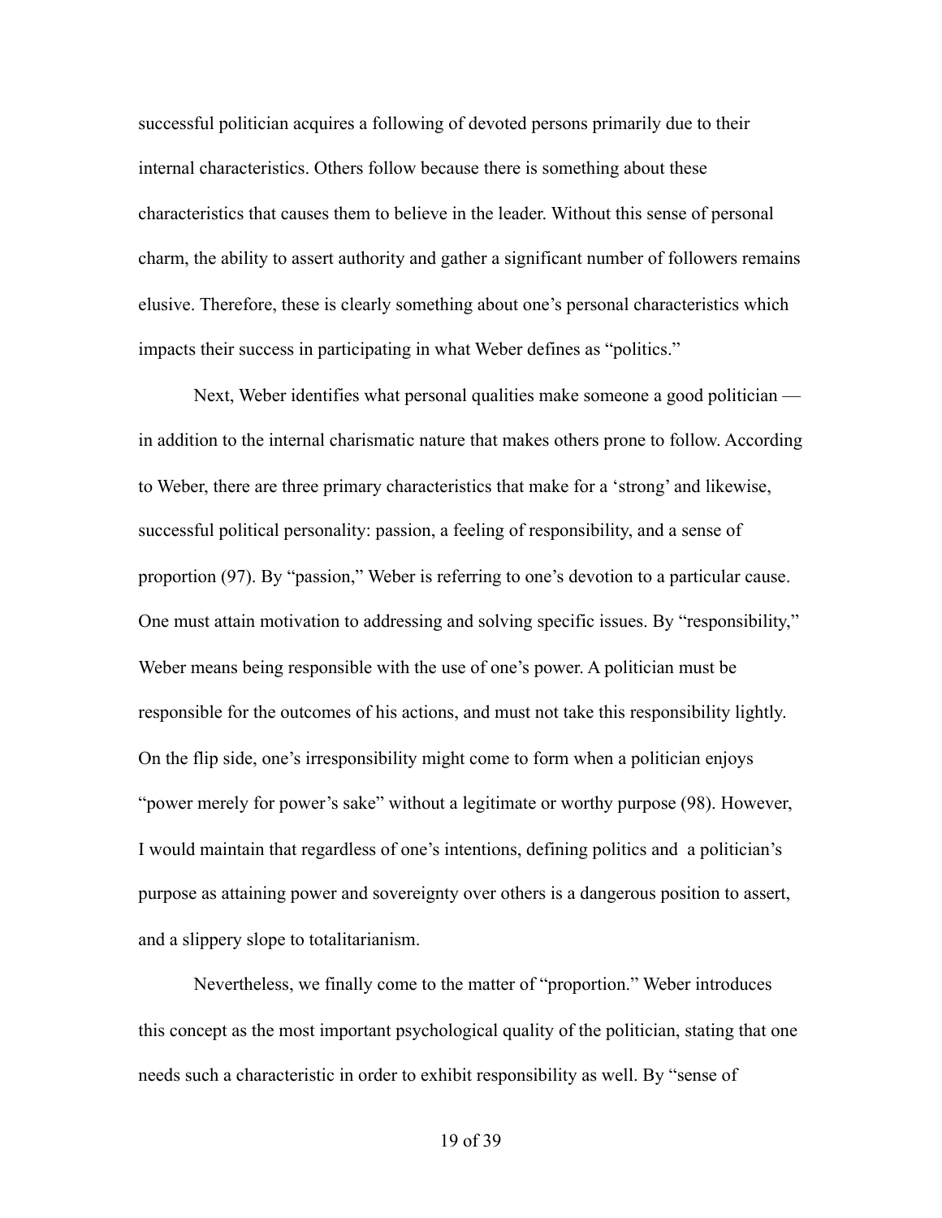successful politician acquires a following of devoted persons primarily due to their internal characteristics. Others follow because there is something about these characteristics that causes them to believe in the leader. Without this sense of personal charm, the ability to assert authority and gather a significant number of followers remains elusive. Therefore, these is clearly something about one's personal characteristics which impacts their success in participating in what Weber defines as "politics."

Next, Weber identifies what personal qualities make someone a good politician — in addition to the internal charismatic nature that makes others prone to follow. According to Weber, there are three primary characteristics that make for a 'strong' and likewise, successful political personality: passion, a feeling of responsibility, and a sense of proportion (97). By "passion," Weber is referring to one's devotion to a particular cause. One must attain motivation to addressing and solving specific issues. By "responsibility," Weber means being responsible with the use of one's power. A politician must be responsible for the outcomes of his actions, and must not take this responsibility lightly. On the flip side, one's irresponsibility might come to form when a politician enjoys "power merely for power's sake" without a legitimate or worthy purpose (98). However, I would maintain that regardless of one's intentions, defining politics and a politician's purpose as attaining power and sovereignty over others is a dangerous position to assert, and a slippery slope to totalitarianism.

Nevertheless, we finally come to the matter of "proportion." Weber introduces this concept as the most important psychological quality of the politician, stating that one needs such a characteristic in order to exhibit responsibility as well. By "sense of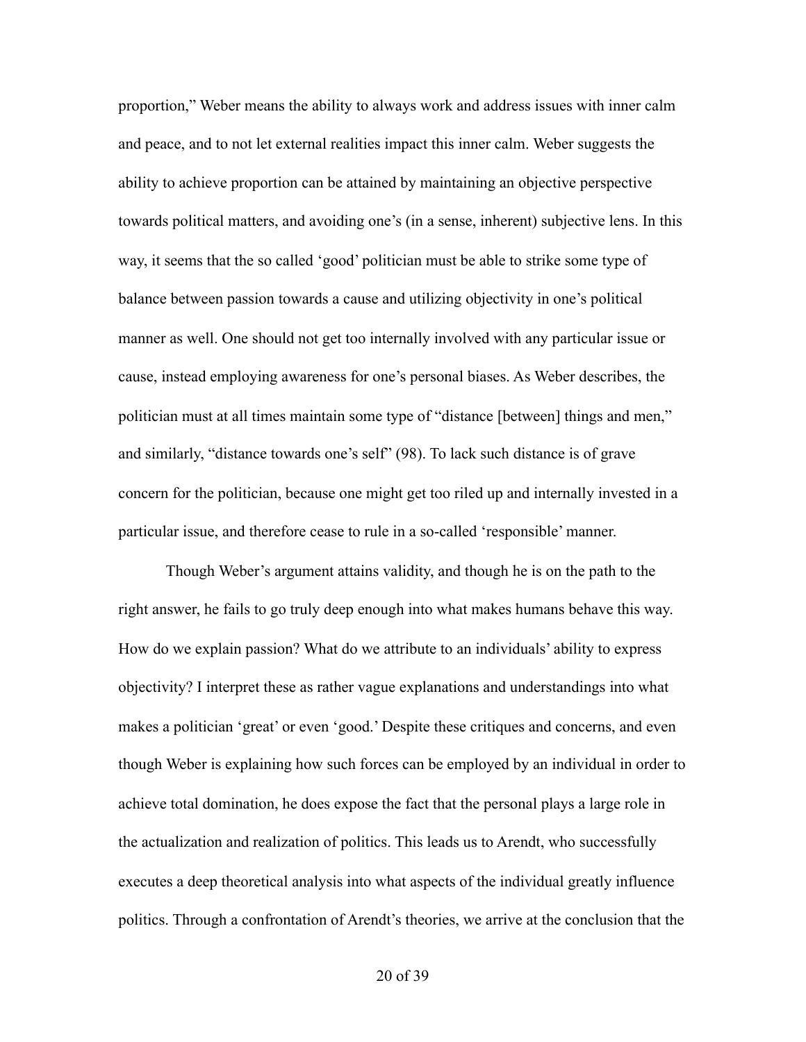proportion," Weber means the ability to always work and address issues with inner calm and peace, and to not let external realities impact this inner calm. Weber suggests the ability to achieve proportion can be attained by maintaining an objective perspective towards political matters, and avoiding one's (in a sense, inherent) subjective lens. In this way, it seems that the so called 'good' politician must be able to strike some type of balance between passion towards a cause and utilizing objectivity in one's political manner as well. One should not get too internally involved with any particular issue or cause, instead employing awareness for one's personal biases. As Weber describes, the politician must at all times maintain some type of "distance [between] things and men," and similarly, "distance towards one's self" (98). To lack such distance is of grave concern for the politician, because one might get too riled up and internally invested in a particular issue, and therefore cease to rule in a so-called 'responsible' manner.

Though Weber's argument attains validity, and though he is on the path to the right answer, he fails to go truly deep enough into what makes humans behave this way. How do we explain passion? What do we attribute to an individuals' ability to express objectivity? I interpret these as rather vague explanations and understandings into what makes a politician 'great' or even 'good.' Despite these critiques and concerns, and even though Weber is explaining how such forces can be employed by an individual in order to achieve total domination, he does expose the fact that the personal plays a large role in the actualization and realization of politics. This leads us to Arendt, who successfully executes a deep theoretical analysis into what aspects of the individual greatly influence politics. Through a confrontation of Arendt's theories, we arrive at the conclusion that the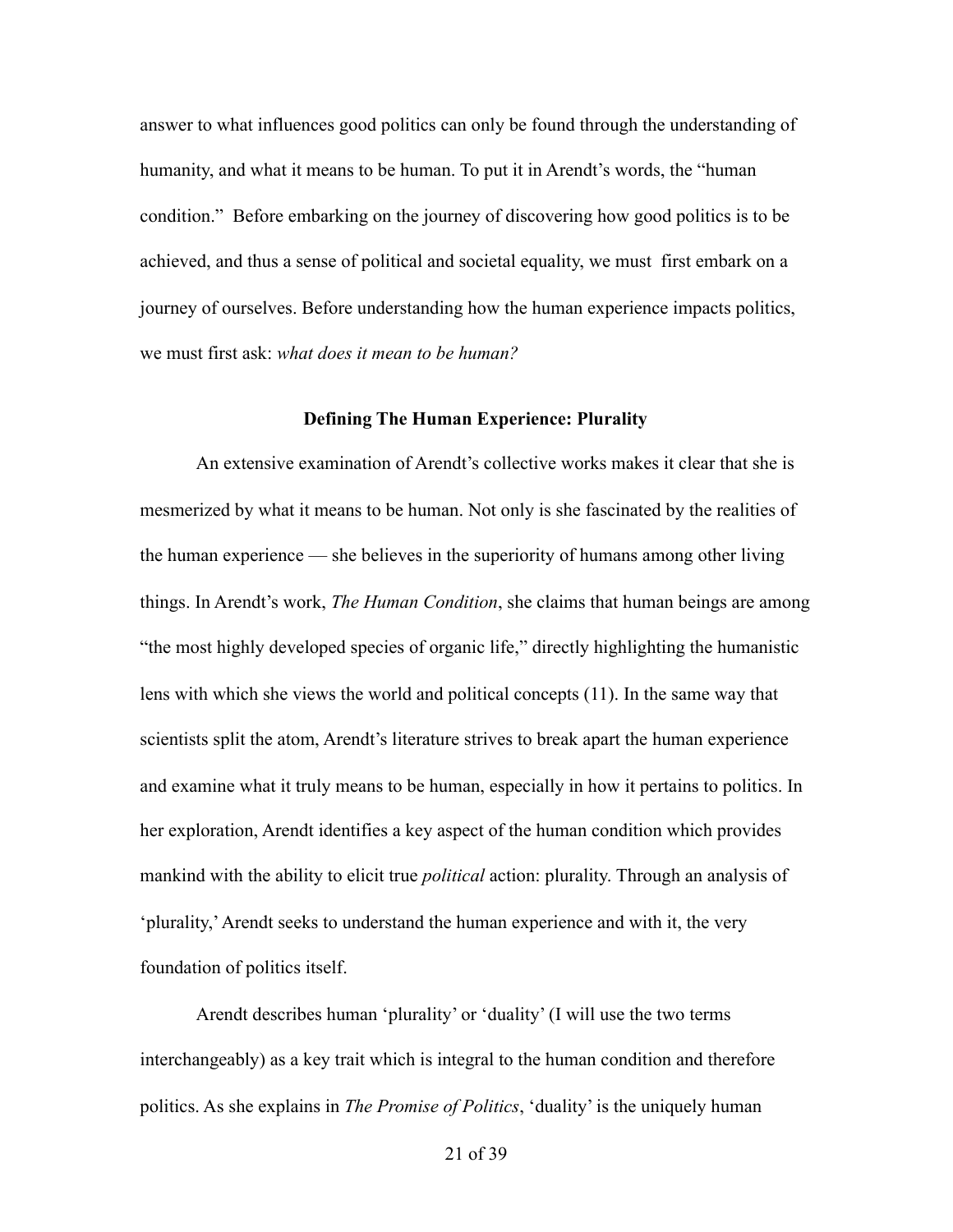answer to what influences good politics can only be found through the understanding of humanity, and what it means to be human. To put it in Arendt's words, the "human condition." Before embarking on the journey of discovering how good politics is to be achieved, and thus a sense of political and societal equality, we must first embark on a journey of ourselves. Before understanding how the human experience impacts politics, we must first ask: *what does it mean to be human?*

## Defining The Human Experience: Plurality

An extensive examination of Arendt's collective works makes it clear that she is mesmerized by what it means to be human. Not only is she fascinated by the realities of the human experience — she believes in the superiority of humans among other living things. In Arendt's work, *The Human Condition*, she claims that human beings are among "the most highly developed species of organic life," directly highlighting the humanistic lens with which she views the world and political concepts (11). In the same way that scientists split the atom, Arendt's literature strives to break apart the human experience and examine what it truly means to be human, especially in how it pertains to politics. In her exploration, Arendt identifies a key aspect of the human condition which provides mankind with the ability to elicit true *political* action: plurality. Through an analysis of 'plurality,' Arendt seeks to understand the human experience and with it, the very foundation of politics itself.

Arendt describes human 'plurality' or 'duality' (I will use the two terms interchangeably) as a key trait which is integral to the human condition and therefore politics. As she explains in *The Promise of Politics*, 'duality' is the uniquely human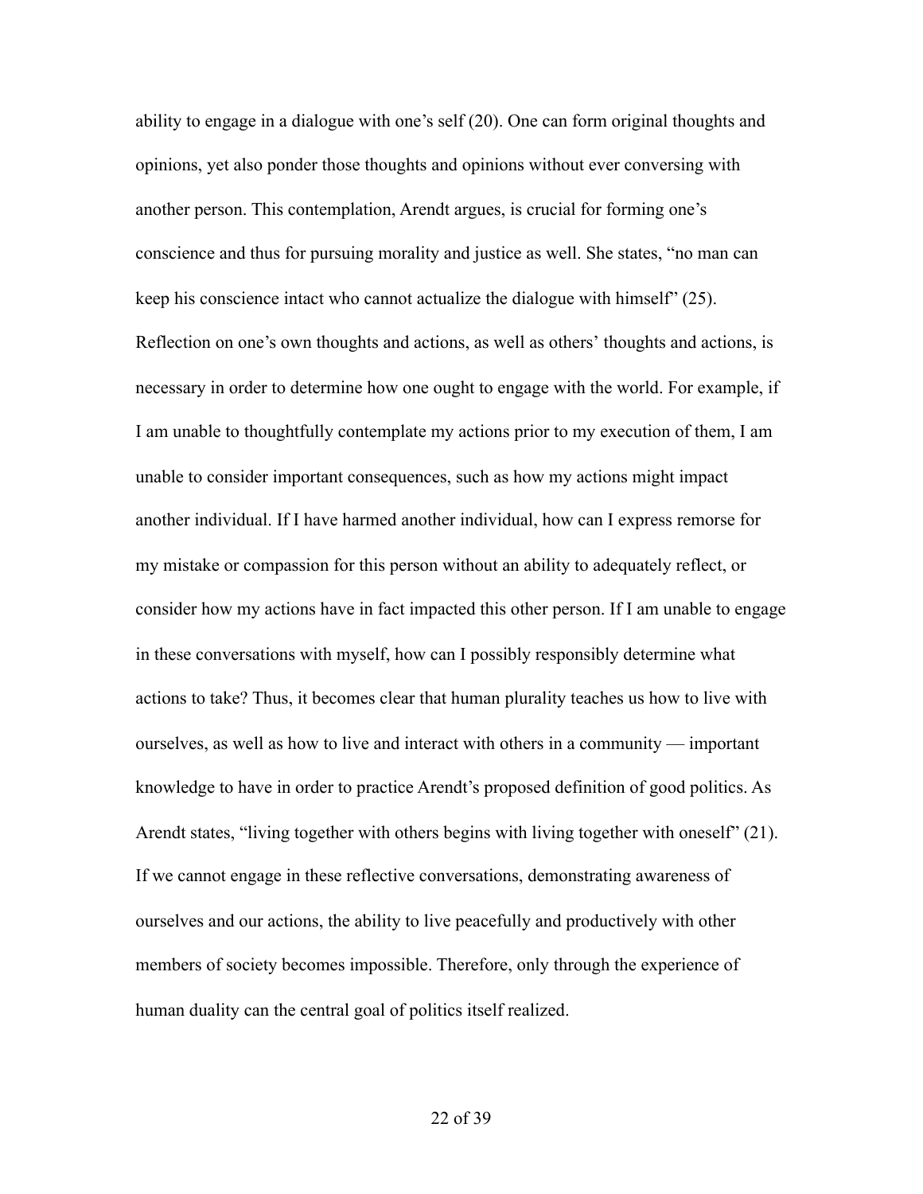ability to engage in a dialogue with one's self (20). One can form original thoughts and opinions, yet also ponder those thoughts and opinions without ever conversing with another person. This contemplation, Arendt argues, is crucial for forming one's conscience and thus for pursuing morality and justice as well. She states, "no man can keep his conscience intact who cannot actualize the dialogue with himself" (25). Reflection on one's own thoughts and actions, as well as others' thoughts and actions, is necessary in order to determine how one ought to engage with the world. For example, if I am unable to thoughtfully contemplate my actions prior to my execution of them, I am unable to consider important consequences, such as how my actions might impact another individual. If I have harmed another individual, how can I express remorse for my mistake or compassion for this person without an ability to adequately reflect, or consider how my actions have in fact impacted this other person. If I am unable to engage in these conversations with myself, how can I possibly responsibly determine what actions to take? Thus, it becomes clear that human plurality teaches us how to live with ourselves, as well as how to live and interact with others in a community — important knowledge to have in order to practice Arendt's proposed definition of good politics. As Arendt states, "living together with others begins with living together with oneself" (21). If we cannot engage in these reflective conversations, demonstrating awareness of ourselves and our actions, the ability to live peacefully and productively with other members of society becomes impossible. Therefore, only through the experience of human duality can the central goal of politics itself realized.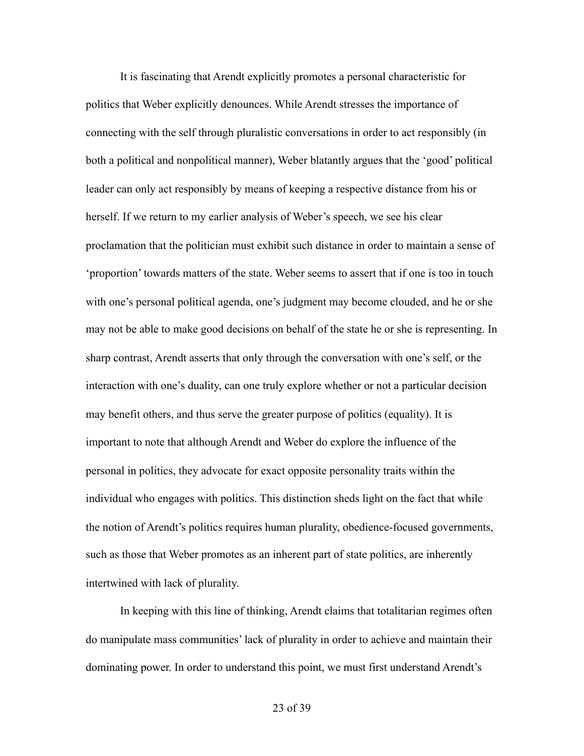It is fascinating that Arendt explicitly promotes a personal characteristic for politics that Weber explicitly denounces. While Arendt stresses the importance of connecting with the self through pluralistic conversations in order to act responsibly (in both a political and nonpolitical manner), Weber blatantly argues that the 'good' political leader can only act responsibly by means of keeping a respective distance from his or herself. If we return to my earlier analysis of Weber's speech, we see his clear proclamation that the politician must exhibit such distance in order to maintain a sense of 'proportion' towards matters of the state. Weber seems to assert that if one is too in touch with one's personal political agenda, one's judgment may become clouded, and he or she may not be able to make good decisions on behalf of the state he or she is representing. In sharp contrast, Arendt asserts that only through the conversation with one's self, or the interaction with one's duality, can one truly explore whether or not a particular decision may benefit others, and thus serve the greater purpose of politics (equality). It is important to note that although Arendt and Weber do explore the influence of the personal in politics, they advocate for exact opposite personality traits within the individual who engages with politics. This distinction sheds light on the fact that while the notion of Arendt's politics requires human plurality, obedience-focused governments, such as those that Weber promotes as an inherent part of state politics, are inherently intertwined with lack of plurality.

In keeping with this line of thinking, Arendt claims that totalitarian regimes often do manipulate mass communities' lack of plurality in order to achieve and maintain their dominating power. In order to understand this point, we must first understand Arendt's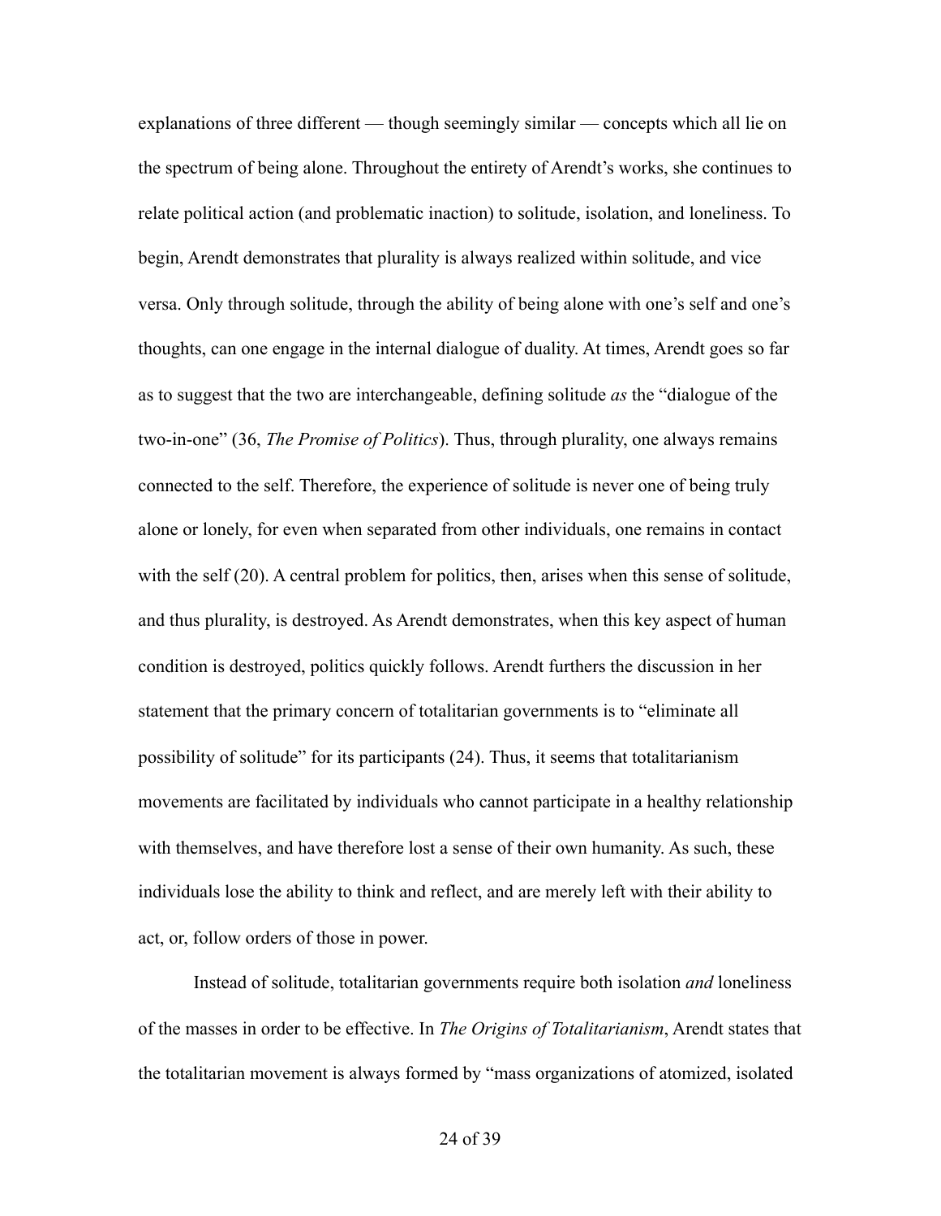explanations of three different — though seemingly similar — concepts which all lie on the spectrum of being alone. Throughout the entirety of Arendt's works, she continues to relate political action (and problematic inaction) to solitude, isolation, and loneliness. To begin, Arendt demonstrates that plurality is always realized within solitude, and vice versa. Only through solitude, through the ability of being alone with one's self and one's thoughts, can one engage in the internal dialogue of duality. At times, Arendt goes so far as to suggest that the two are interchangeable, defining solitude *as* the "dialogue of the two-in-one" (36, *The Promise of Politics*). Thus, through plurality, one always remains connected to the self. Therefore, the experience of solitude is never one of being truly alone or lonely, for even when separated from other individuals, one remains in contact with the self (20). A central problem for politics, then, arises when this sense of solitude, and thus plurality, is destroyed. As Arendt demonstrates, when this key aspect of human condition is destroyed, politics quickly follows. Arendt furthers the discussion in her statement that the primary concern of totalitarian governments is to "eliminate all possibility of solitude" for its participants (24). Thus, it seems that totalitarianism movements are facilitated by individuals who cannot participate in a healthy relationship with themselves, and have therefore lost a sense of their own humanity. As such, these individuals lose the ability to think and reflect, and are merely left with their ability to act, or, follow orders of those in power.

Instead of solitude, totalitarian governments require both isolation *and* loneliness of the masses in order to be effective. In *The Origins of Totalitarianism*, Arendt states that the totalitarian movement is always formed by "mass organizations of atomized, isolated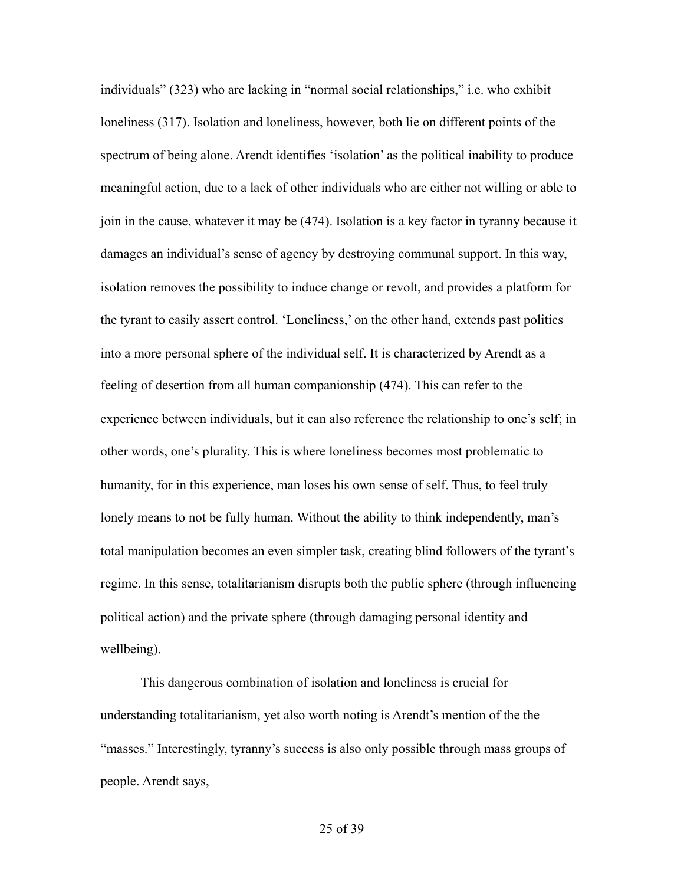individuals" (323) who are lacking in "normal social relationships," i.e. who exhibit loneliness (317). Isolation and loneliness, however, both lie on different points of the spectrum of being alone. Arendt identifies 'isolation' as the political inability to produce meaningful action, due to a lack of other individuals who are either not willing or able to join in the cause, whatever it may be (474). Isolation is a key factor in tyranny because it damages an individual's sense of agency by destroying communal support. In this way, isolation removes the possibility to induce change or revolt, and provides a platform for the tyrant to easily assert control. 'Loneliness,' on the other hand, extends past politics into a more personal sphere of the individual self. It is characterized by Arendt as a feeling of desertion from all human companionship (474). This can refer to the experience between individuals, but it can also reference the relationship to one's self; in other words, one's plurality. This is where loneliness becomes most problematic to humanity, for in this experience, man loses his own sense of self. Thus, to feel truly lonely means to not be fully human. Without the ability to think independently, man's total manipulation becomes an even simpler task, creating blind followers of the tyrant's regime. In this sense, totalitarianism disrupts both the public sphere (through influencing political action) and the private sphere (through damaging personal identity and wellbeing).

This dangerous combination of isolation and loneliness is crucial for understanding totalitarianism, yet also worth noting is Arendt's mention of the the "masses." Interestingly, tyranny's success is also only possible through mass groups of people. Arendt says,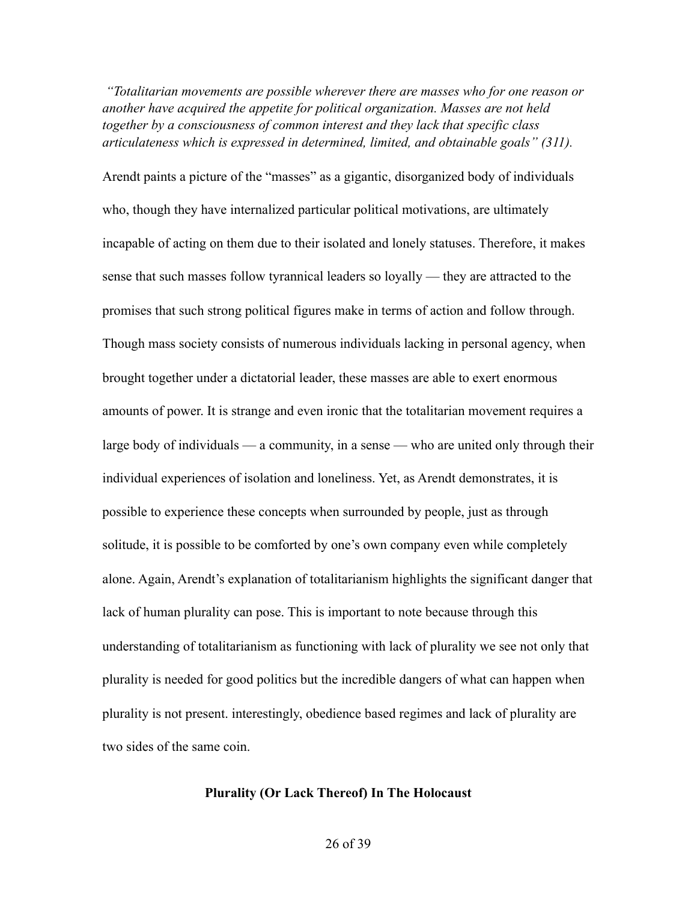*"Totalitarian movements are possible wherever there are masses who for one reason or another have acquired the appetite for political organization. Masses are not held together by a consciousness of common interest and they lack that specific class articulateness which is expressed in determined, limited, and obtainable goals" (311).*

Arendt paints a picture of the "masses" as a gigantic, disorganized body of individuals who, though they have internalized particular political motivations, are ultimately incapable of acting on them due to their isolated and lonely statuses. Therefore, it makes sense that such masses follow tyrannical leaders so loyally — they are attracted to the promises that such strong political figures make in terms of action and follow through. Though mass society consists of numerous individuals lacking in personal agency, when brought together under a dictatorial leader, these masses are able to exert enormous amounts of power. It is strange and even ironic that the totalitarian movement requires a large body of individuals — a community, in a sense — who are united only through their individual experiences of isolation and loneliness. Yet, as Arendt demonstrates, it is possible to experience these concepts when surrounded by people, just as through solitude, it is possible to be comforted by one's own company even while completely alone. Again, Arendt's explanation of totalitarianism highlights the significant danger that lack of human plurality can pose. This is important to note because through this understanding of totalitarianism as functioning with lack of plurality we see not only that plurality is needed for good politics but the incredible dangers of what can happen when plurality is not present. interestingly, obedience based regimes and lack of plurality are two sides of the same coin.

## Plurality (Or Lack Thereof) In The Holocaust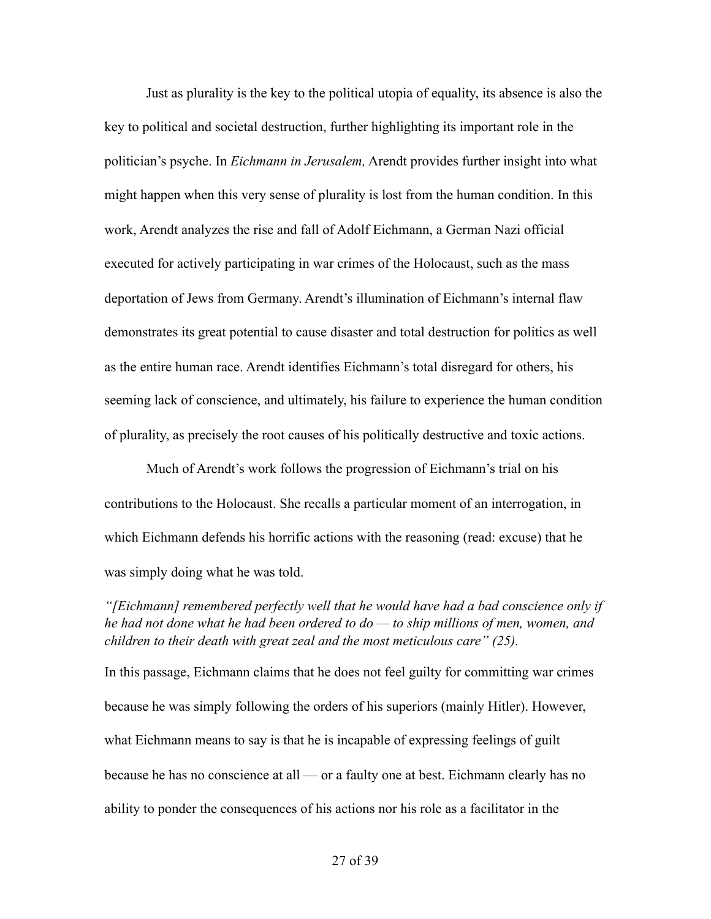Just as plurality is the key to the political utopia of equality, its absence is also the key to political and societal destruction, further highlighting its important role in the politician's psyche. In *Eichmann in Jerusalem,* Arendt provides further insight into what might happen when this very sense of plurality is lost from the human condition. In this work, Arendt analyzes the rise and fall of Adolf Eichmann, a German Nazi official executed for actively participating in war crimes of the Holocaust, such as the mass deportation of Jews from Germany. Arendt's illumination of Eichmann's internal flaw demonstrates its great potential to cause disaster and total destruction for politics as well as the entire human race. Arendt identifies Eichmann's total disregard for others, his seeming lack of conscience, and ultimately, his failure to experience the human condition of plurality, as precisely the root causes of his politically destructive and toxic actions.

Much of Arendt's work follows the progression of Eichmann's trial on his contributions to the Holocaust. She recalls a particular moment of an interrogation, in which Eichmann defends his horrific actions with the reasoning (read: excuse) that he was simply doing what he was told.

*"[Eichmann] remembered perfectly well that he would have had a bad conscience only if he had not done what he had been ordered to do — to ship millions of men, women, and children to their death with great zeal and the most meticulous care" (25).*

In this passage, Eichmann claims that he does not feel guilty for committing war crimes because he was simply following the orders of his superiors (mainly Hitler). However, what Eichmann means to say is that he is incapable of expressing feelings of guilt because he has no conscience at all — or a faulty one at best. Eichmann clearly has no ability to ponder the consequences of his actions nor his role as a facilitator in the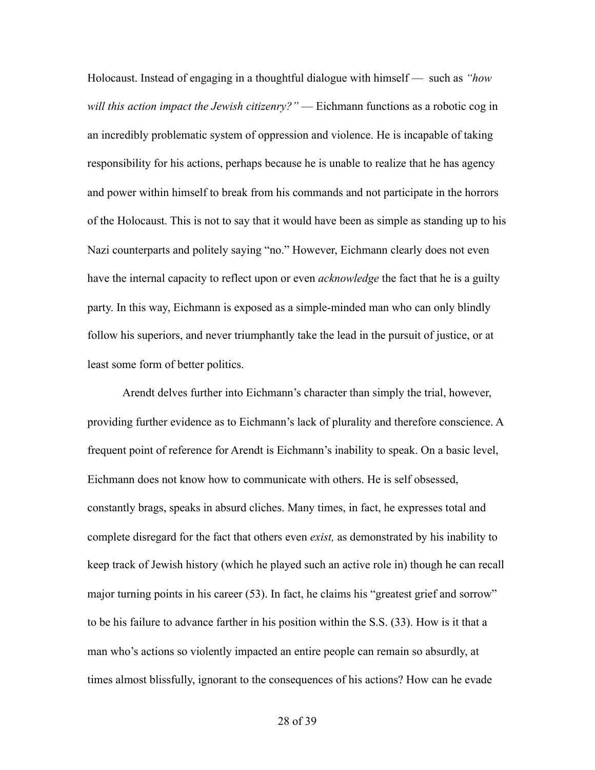Holocaust. Instead of engaging in a thoughtful dialogue with himself — such as *"how will this action impact the Jewish citizenry?"* — Eichmann functions as a robotic cog in an incredibly problematic system of oppression and violence. He is incapable of taking responsibility for his actions, perhaps because he is unable to realize that he has agency and power within himself to break from his commands and not participate in the horrors of the Holocaust. This is not to say that it would have been as simple as standing up to his Nazi counterparts and politely saying "no." However, Eichmann clearly does not even have the internal capacity to reflect upon or even *acknowledge* the fact that he is a guilty party. In this way, Eichmann is exposed as a simple-minded man who can only blindly follow his superiors, and never triumphantly take the lead in the pursuit of justice, or at least some form of better politics.

Arendt delves further into Eichmann's character than simply the trial, however, providing further evidence as to Eichmann's lack of plurality and therefore conscience. A frequent point of reference for Arendt is Eichmann's inability to speak. On a basic level, Eichmann does not know how to communicate with others. He is self obsessed, constantly brags, speaks in absurd cliches. Many times, in fact, he expresses total and complete disregard for the fact that others even *exist,* as demonstrated by his inability to keep track of Jewish history (which he played such an active role in) though he can recall major turning points in his career (53). In fact, he claims his "greatest grief and sorrow" to be his failure to advance farther in his position within the S.S. (33). How is it that a man who's actions so violently impacted an entire people can remain so absurdly, at times almost blissfully, ignorant to the consequences of his actions? How can he evade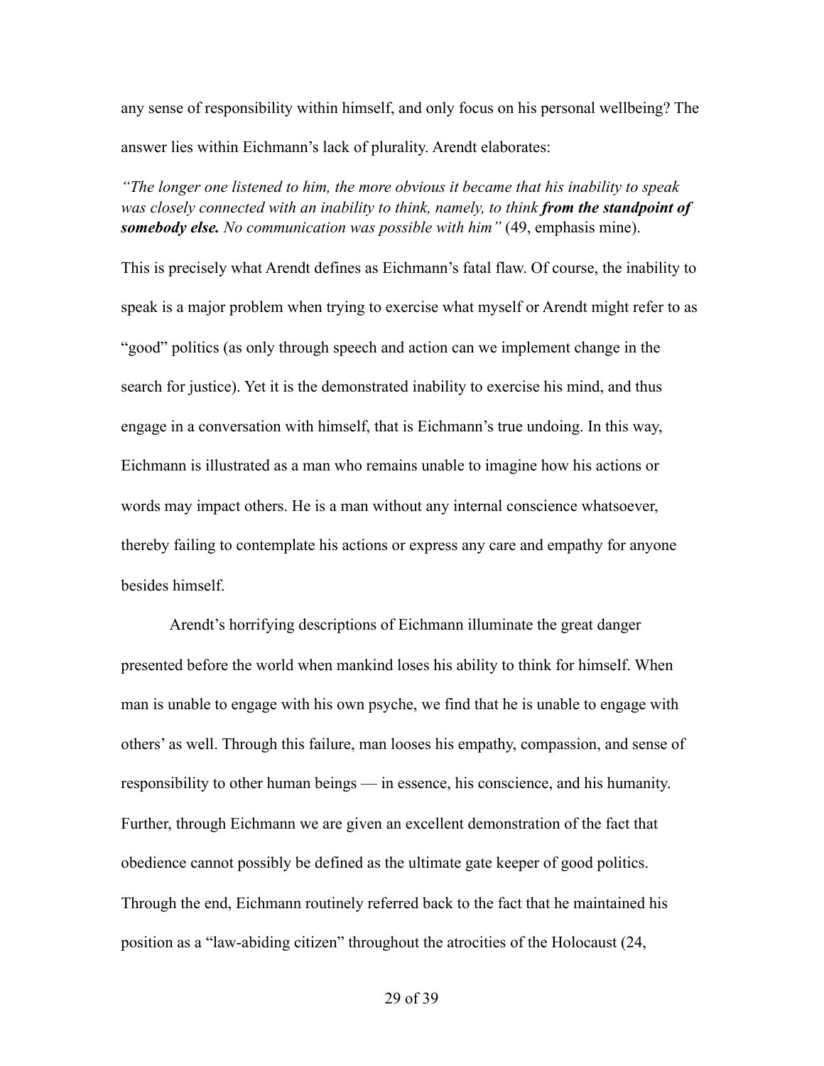any sense of responsibility within himself, and only focus on his personal wellbeing? The answer lies within Eichmann's lack of plurality. Arendt elaborates:

*"The longer one listened to him, the more obvious it became that his inability to speak was closely connected with an inability to think, namely, to think **from the standpoint of somebody else.** No communication was possible with him"* (49, emphasis mine).

This is precisely what Arendt defines as Eichmann's fatal flaw. Of course, the inability to speak is a major problem when trying to exercise what myself or Arendt might refer to as "good" politics (as only through speech and action can we implement change in the search for justice). Yet it is the demonstrated inability to exercise his mind, and thus engage in a conversation with himself, that is Eichmann's true undoing. In this way, Eichmann is illustrated as a man who remains unable to imagine how his actions or words may impact others. He is a man without any internal conscience whatsoever, thereby failing to contemplate his actions or express any care and empathy for anyone besides himself.

Arendt's horrifying descriptions of Eichmann illuminate the great danger presented before the world when mankind loses his ability to think for himself. When man is unable to engage with his own psyche, we find that he is unable to engage with others' as well. Through this failure, man looses his empathy, compassion, and sense of responsibility to other human beings — in essence, his conscience, and his humanity. Further, through Eichmann we are given an excellent demonstration of the fact that obedience cannot possibly be defined as the ultimate gate keeper of good politics. Through the end, Eichmann routinely referred back to the fact that he maintained his position as a "law-abiding citizen" throughout the atrocities of the Holocaust (24,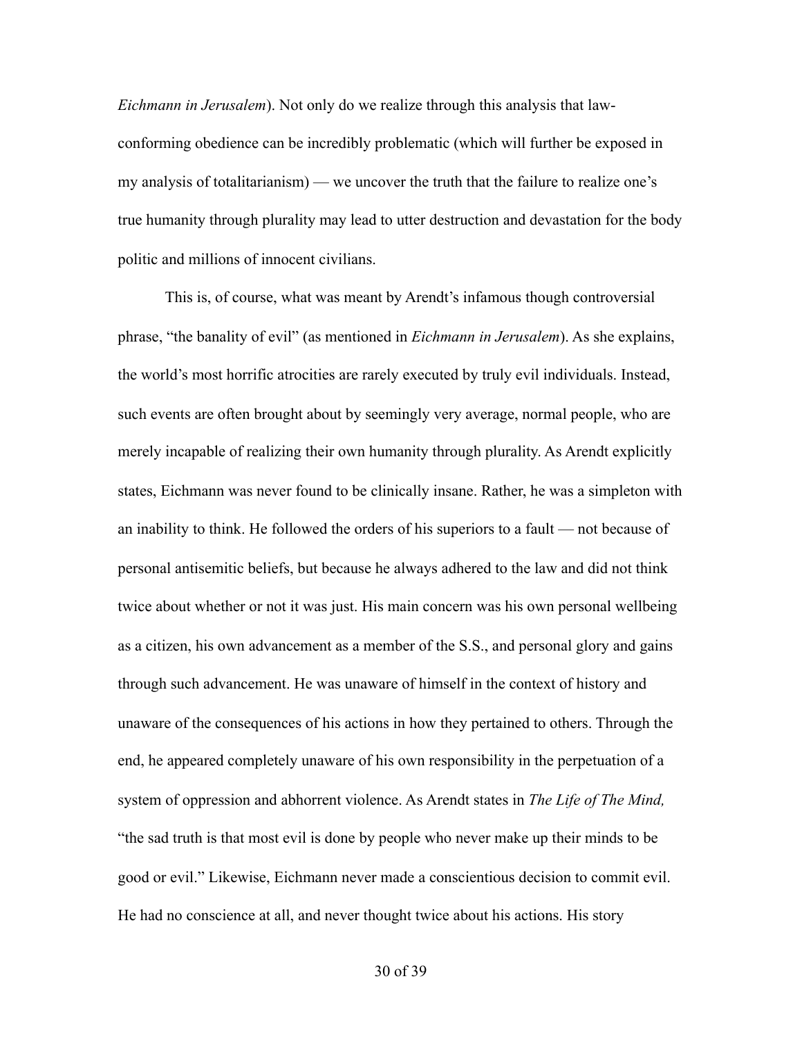*Eichmann in Jerusalem*). Not only do we realize through this analysis that law-conforming obedience can be incredibly problematic (which will further be exposed in my analysis of totalitarianism) — we uncover the truth that the failure to realize one's true humanity through plurality may lead to utter destruction and devastation for the body politic and millions of innocent civilians.

This is, of course, what was meant by Arendt's infamous though controversial phrase, "the banality of evil" (as mentioned in *Eichmann in Jerusalem*). As she explains, the world's most horrific atrocities are rarely executed by truly evil individuals. Instead, such events are often brought about by seemingly very average, normal people, who are merely incapable of realizing their own humanity through plurality. As Arendt explicitly states, Eichmann was never found to be clinically insane. Rather, he was a simpleton with an inability to think. He followed the orders of his superiors to a fault — not because of personal antisemitic beliefs, but because he always adhered to the law and did not think twice about whether or not it was just. His main concern was his own personal wellbeing as a citizen, his own advancement as a member of the S.S., and personal glory and gains through such advancement. He was unaware of himself in the context of history and unaware of the consequences of his actions in how they pertained to others. Through the end, he appeared completely unaware of his own responsibility in the perpetuation of a system of oppression and abhorrent violence. As Arendt states in *The Life of The Mind,* "the sad truth is that most evil is done by people who never make up their minds to be good or evil." Likewise, Eichmann never made a conscientious decision to commit evil. He had no conscience at all, and never thought twice about his actions. His story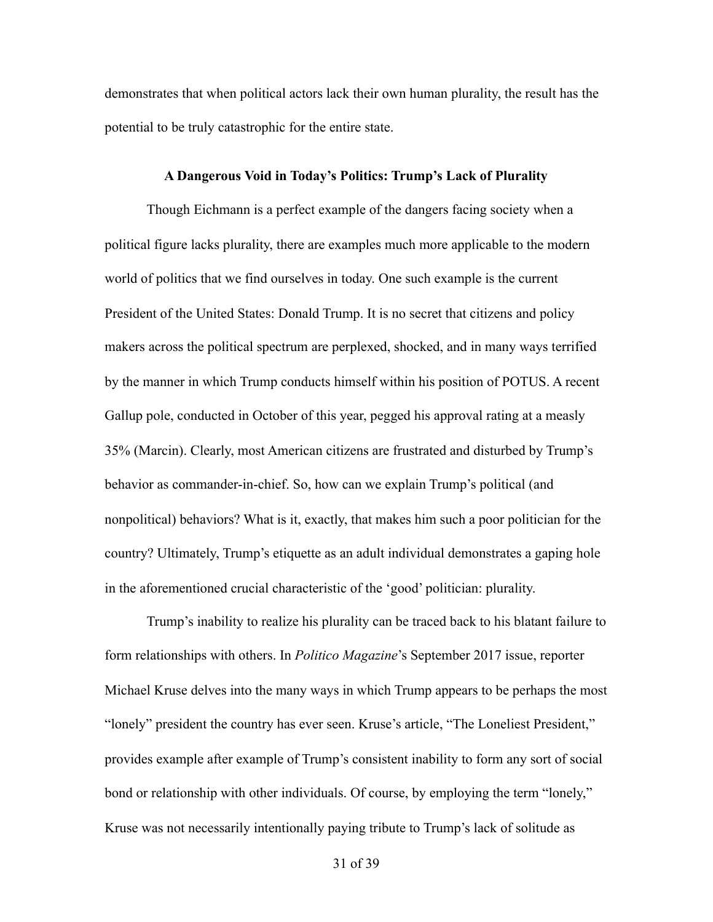demonstrates that when political actors lack their own human plurality, the result has the potential to be truly catastrophic for the entire state.

### A Dangerous Void in Today's Politics: Trump's Lack of Plurality

Though Eichmann is a perfect example of the dangers facing society when a political figure lacks plurality, there are examples much more applicable to the modern world of politics that we find ourselves in today. One such example is the current President of the United States: Donald Trump. It is no secret that citizens and policy makers across the political spectrum are perplexed, shocked, and in many ways terrified by the manner in which Trump conducts himself within his position of POTUS. A recent Gallup pole, conducted in October of this year, pegged his approval rating at a measly 35% (Marcin). Clearly, most American citizens are frustrated and disturbed by Trump's behavior as commander-in-chief. So, how can we explain Trump's political (and nonpolitical) behaviors? What is it, exactly, that makes him such a poor politician for the country? Ultimately, Trump's etiquette as an adult individual demonstrates a gaping hole in the aforementioned crucial characteristic of the 'good' politician: plurality.

Trump's inability to realize his plurality can be traced back to his blatant failure to form relationships with others. In *Politico Magazine*'s September 2017 issue, reporter Michael Kruse delves into the many ways in which Trump appears to be perhaps the most "lonely" president the country has ever seen. Kruse's article, "The Loneliest President," provides example after example of Trump's consistent inability to form any sort of social bond or relationship with other individuals. Of course, by employing the term "lonely," Kruse was not necessarily intentionally paying tribute to Trump's lack of solitude as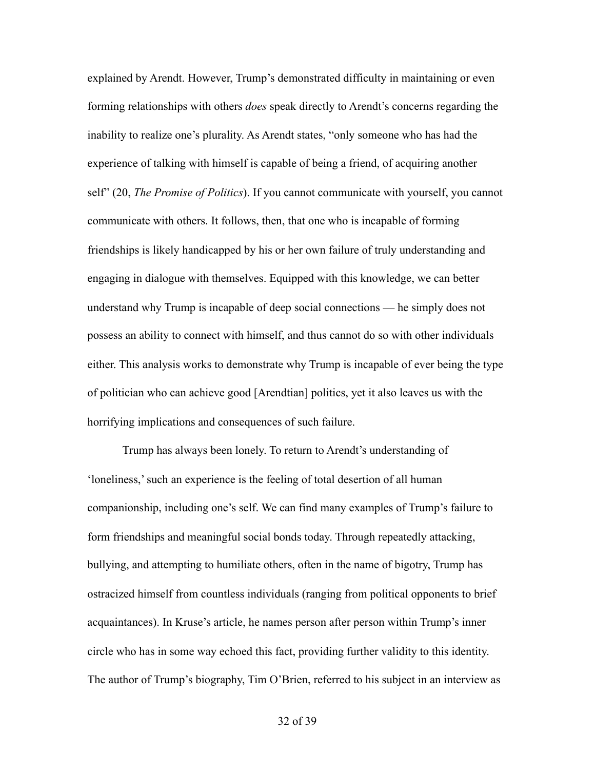explained by Arendt. However, Trump's demonstrated difficulty in maintaining or even forming relationships with others *does* speak directly to Arendt's concerns regarding the inability to realize one's plurality. As Arendt states, "only someone who has had the experience of talking with himself is capable of being a friend, of acquiring another self" (20, *The Promise of Politics*). If you cannot communicate with yourself, you cannot communicate with others. It follows, then, that one who is incapable of forming friendships is likely handicapped by his or her own failure of truly understanding and engaging in dialogue with themselves. Equipped with this knowledge, we can better understand why Trump is incapable of deep social connections — he simply does not possess an ability to connect with himself, and thus cannot do so with other individuals either. This analysis works to demonstrate why Trump is incapable of ever being the type of politician who can achieve good [Arendtian] politics, yet it also leaves us with the horrifying implications and consequences of such failure.

Trump has always been lonely. To return to Arendt's understanding of 'loneliness,' such an experience is the feeling of total desertion of all human companionship, including one's self. We can find many examples of Trump's failure to form friendships and meaningful social bonds today. Through repeatedly attacking, bullying, and attempting to humiliate others, often in the name of bigotry, Trump has ostracized himself from countless individuals (ranging from political opponents to brief acquaintances). In Kruse's article, he names person after person within Trump's inner circle who has in some way echoed this fact, providing further validity to this identity. The author of Trump's biography, Tim O'Brien, referred to his subject in an interview as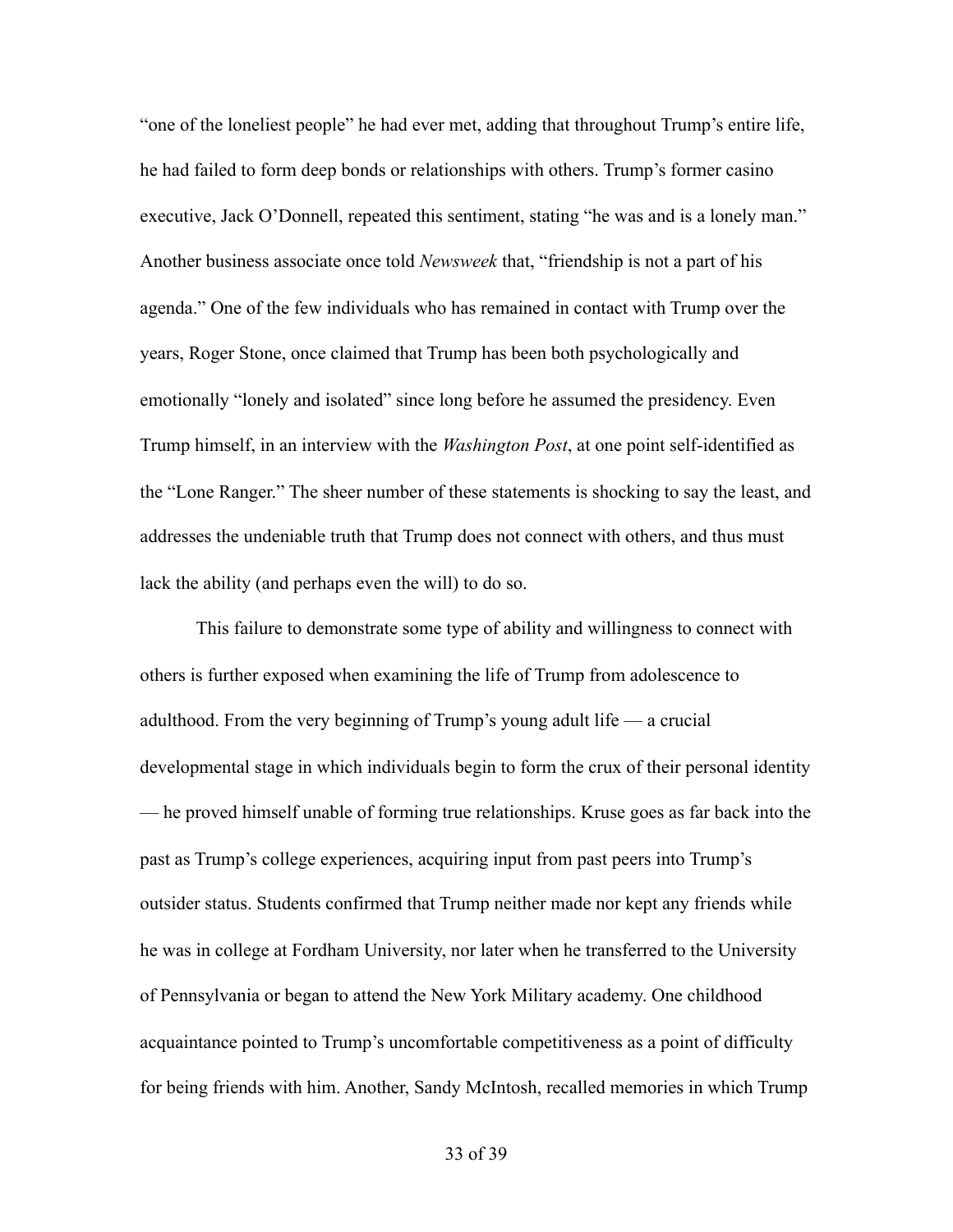"one of the loneliest people" he had ever met, adding that throughout Trump's entire life, he had failed to form deep bonds or relationships with others. Trump's former casino executive, Jack O'Donnell, repeated this sentiment, stating "he was and is a lonely man." Another business associate once told *Newsweek* that, "friendship is not a part of his agenda." One of the few individuals who has remained in contact with Trump over the years, Roger Stone, once claimed that Trump has been both psychologically and emotionally "lonely and isolated" since long before he assumed the presidency. Even Trump himself, in an interview with the *Washington Post*, at one point self-identified as the "Lone Ranger." The sheer number of these statements is shocking to say the least, and addresses the undeniable truth that Trump does not connect with others, and thus must lack the ability (and perhaps even the will) to do so.

This failure to demonstrate some type of ability and willingness to connect with others is further exposed when examining the life of Trump from adolescence to adulthood. From the very beginning of Trump's young adult life — a crucial developmental stage in which individuals begin to form the crux of their personal identity — he proved himself unable of forming true relationships. Kruse goes as far back into the past as Trump's college experiences, acquiring input from past peers into Trump's outsider status. Students confirmed that Trump neither made nor kept any friends while he was in college at Fordham University, nor later when he transferred to the University of Pennsylvania or began to attend the New York Military academy. One childhood acquaintance pointed to Trump's uncomfortable competitiveness as a point of difficulty for being friends with him. Another, Sandy McIntosh, recalled memories in which Trump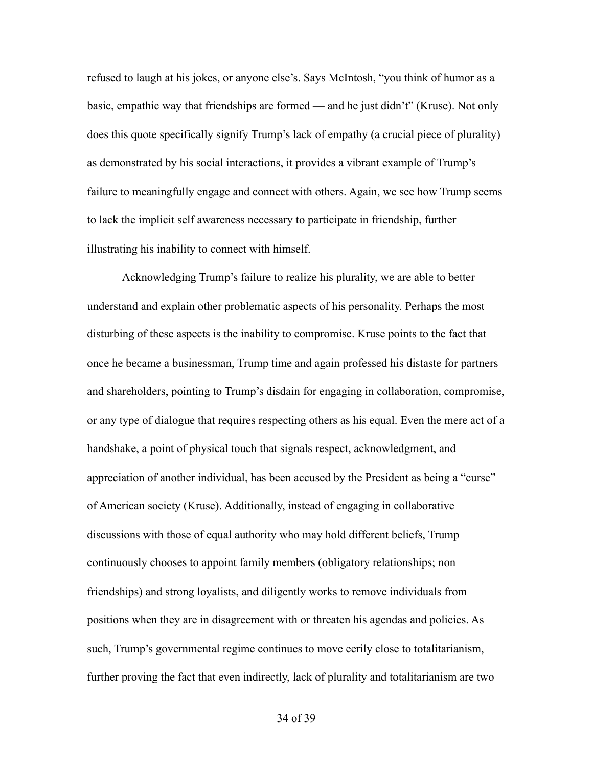refused to laugh at his jokes, or anyone else's. Says McIntosh, "you think of humor as a basic, empathic way that friendships are formed — and he just didn't" (Kruse). Not only does this quote specifically signify Trump's lack of empathy (a crucial piece of plurality) as demonstrated by his social interactions, it provides a vibrant example of Trump's failure to meaningfully engage and connect with others. Again, we see how Trump seems to lack the implicit self awareness necessary to participate in friendship, further illustrating his inability to connect with himself.

Acknowledging Trump's failure to realize his plurality, we are able to better understand and explain other problematic aspects of his personality. Perhaps the most disturbing of these aspects is the inability to compromise. Kruse points to the fact that once he became a businessman, Trump time and again professed his distaste for partners and shareholders, pointing to Trump's disdain for engaging in collaboration, compromise, or any type of dialogue that requires respecting others as his equal. Even the mere act of a handshake, a point of physical touch that signals respect, acknowledgment, and appreciation of another individual, has been accused by the President as being a "curse" of American society (Kruse). Additionally, instead of engaging in collaborative discussions with those of equal authority who may hold different beliefs, Trump continuously chooses to appoint family members (obligatory relationships; non friendships) and strong loyalists, and diligently works to remove individuals from positions when they are in disagreement with or threaten his agendas and policies. As such, Trump's governmental regime continues to move eerily close to totalitarianism, further proving the fact that even indirectly, lack of plurality and totalitarianism are two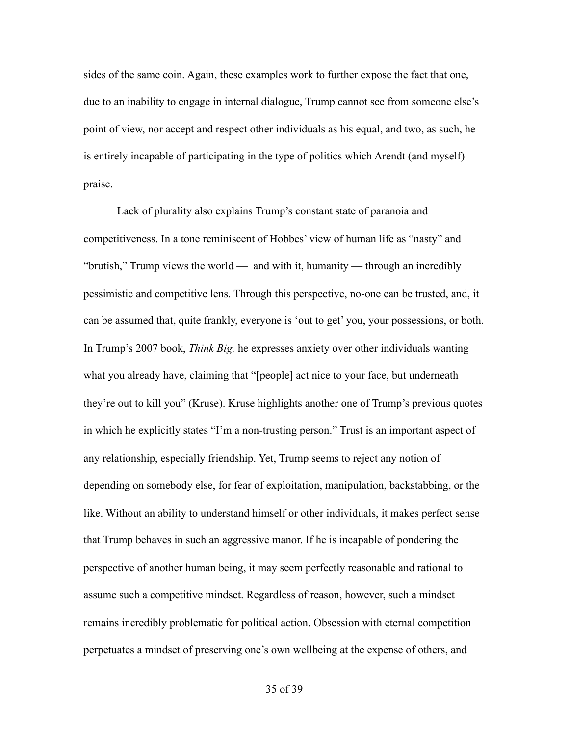sides of the same coin. Again, these examples work to further expose the fact that one, due to an inability to engage in internal dialogue, Trump cannot see from someone else's point of view, nor accept and respect other individuals as his equal, and two, as such, he is entirely incapable of participating in the type of politics which Arendt (and myself) praise.

Lack of plurality also explains Trump's constant state of paranoia and competitiveness. In a tone reminiscent of Hobbes' view of human life as "nasty" and "brutish," Trump views the world — and with it, humanity — through an incredibly pessimistic and competitive lens. Through this perspective, no-one can be trusted, and, it can be assumed that, quite frankly, everyone is 'out to get' you, your possessions, or both. In Trump's 2007 book, *Think Big,* he expresses anxiety over other individuals wanting what you already have, claiming that "[people] act nice to your face, but underneath they're out to kill you" (Kruse). Kruse highlights another one of Trump's previous quotes in which he explicitly states "I'm a non-trusting person." Trust is an important aspect of any relationship, especially friendship. Yet, Trump seems to reject any notion of depending on somebody else, for fear of exploitation, manipulation, backstabbing, or the like. Without an ability to understand himself or other individuals, it makes perfect sense that Trump behaves in such an aggressive manor. If he is incapable of pondering the perspective of another human being, it may seem perfectly reasonable and rational to assume such a competitive mindset. Regardless of reason, however, such a mindset remains incredibly problematic for political action. Obsession with eternal competition perpetuates a mindset of preserving one's own wellbeing at the expense of others, and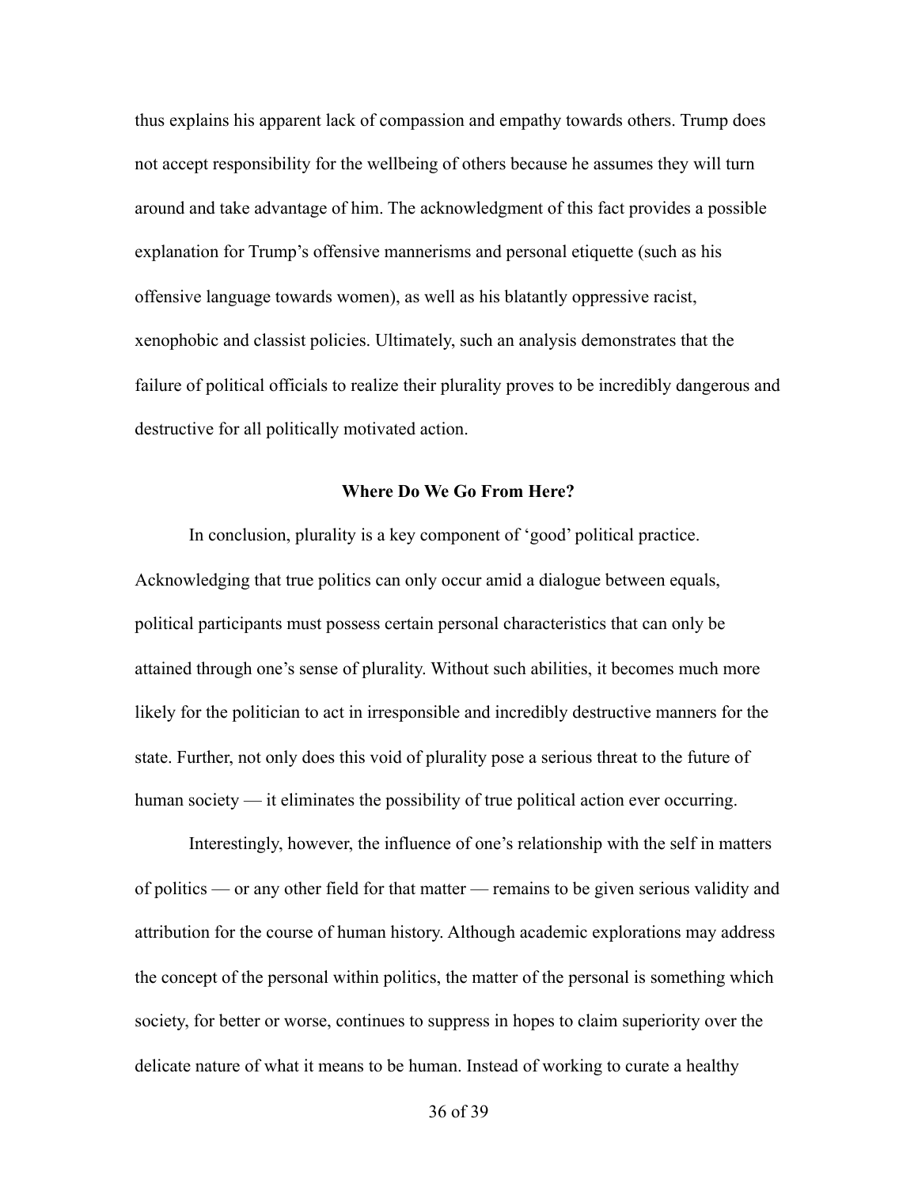thus explains his apparent lack of compassion and empathy towards others. Trump does not accept responsibility for the wellbeing of others because he assumes they will turn around and take advantage of him. The acknowledgment of this fact provides a possible explanation for Trump's offensive mannerisms and personal etiquette (such as his offensive language towards women), as well as his blatantly oppressive racist, xenophobic and classist policies. Ultimately, such an analysis demonstrates that the failure of political officials to realize their plurality proves to be incredibly dangerous and destructive for all politically motivated action.

## Where Do We Go From Here?

In conclusion, plurality is a key component of 'good' political practice. Acknowledging that true politics can only occur amid a dialogue between equals, political participants must possess certain personal characteristics that can only be attained through one's sense of plurality. Without such abilities, it becomes much more likely for the politician to act in irresponsible and incredibly destructive manners for the state. Further, not only does this void of plurality pose a serious threat to the future of human society — it eliminates the possibility of true political action ever occurring.

Interestingly, however, the influence of one's relationship with the self in matters of politics — or any other field for that matter — remains to be given serious validity and attribution for the course of human history. Although academic explorations may address the concept of the personal within politics, the matter of the personal is something which society, for better or worse, continues to suppress in hopes to claim superiority over the delicate nature of what it means to be human. Instead of working to curate a healthy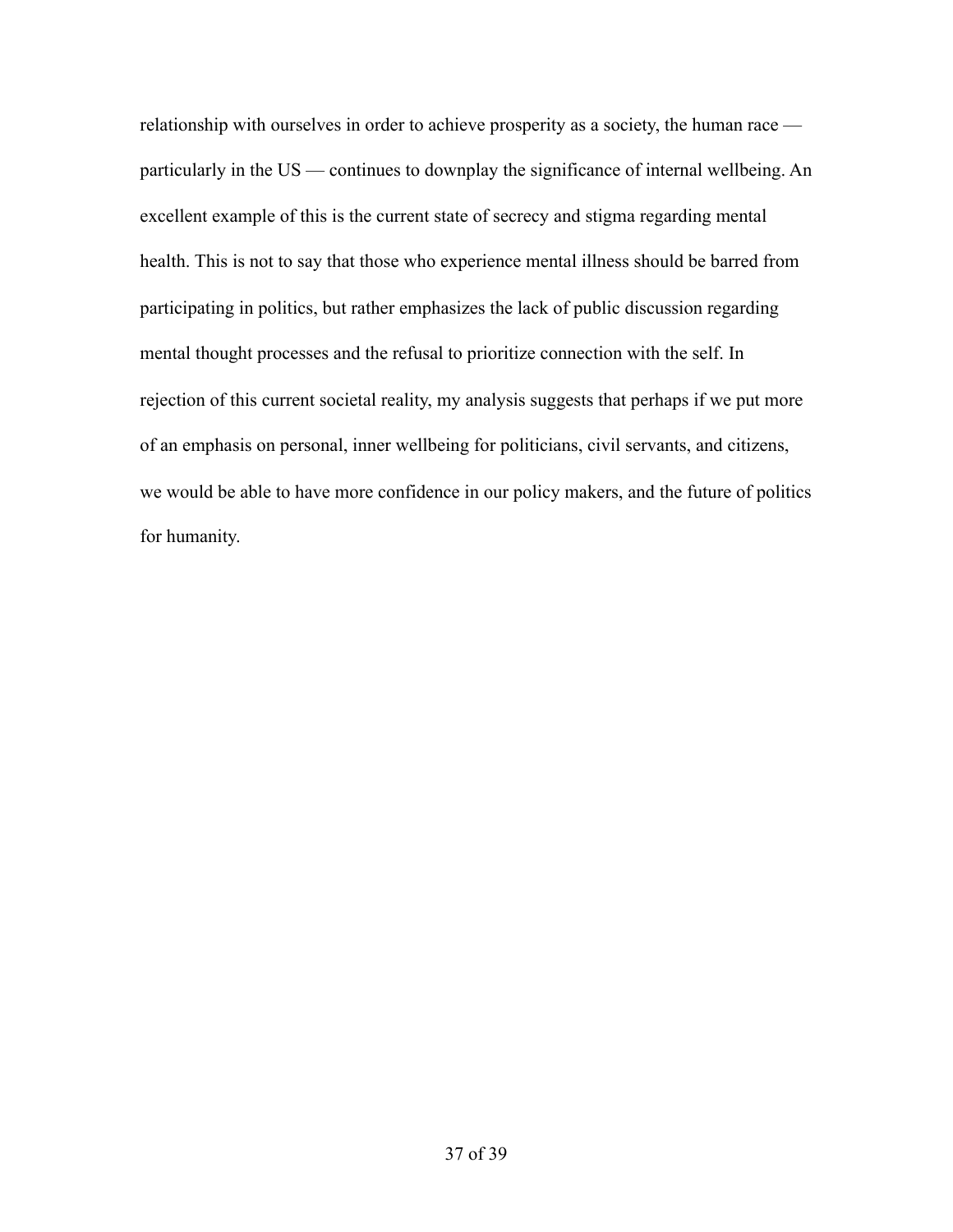relationship with ourselves in order to achieve prosperity as a society, the human race — particularly in the US — continues to downplay the significance of internal wellbeing. An excellent example of this is the current state of secrecy and stigma regarding mental health. This is not to say that those who experience mental illness should be barred from participating in politics, but rather emphasizes the lack of public discussion regarding mental thought processes and the refusal to prioritize connection with the self. In rejection of this current societal reality, my analysis suggests that perhaps if we put more of an emphasis on personal, inner wellbeing for politicians, civil servants, and citizens, we would be able to have more confidence in our policy makers, and the future of politics for humanity.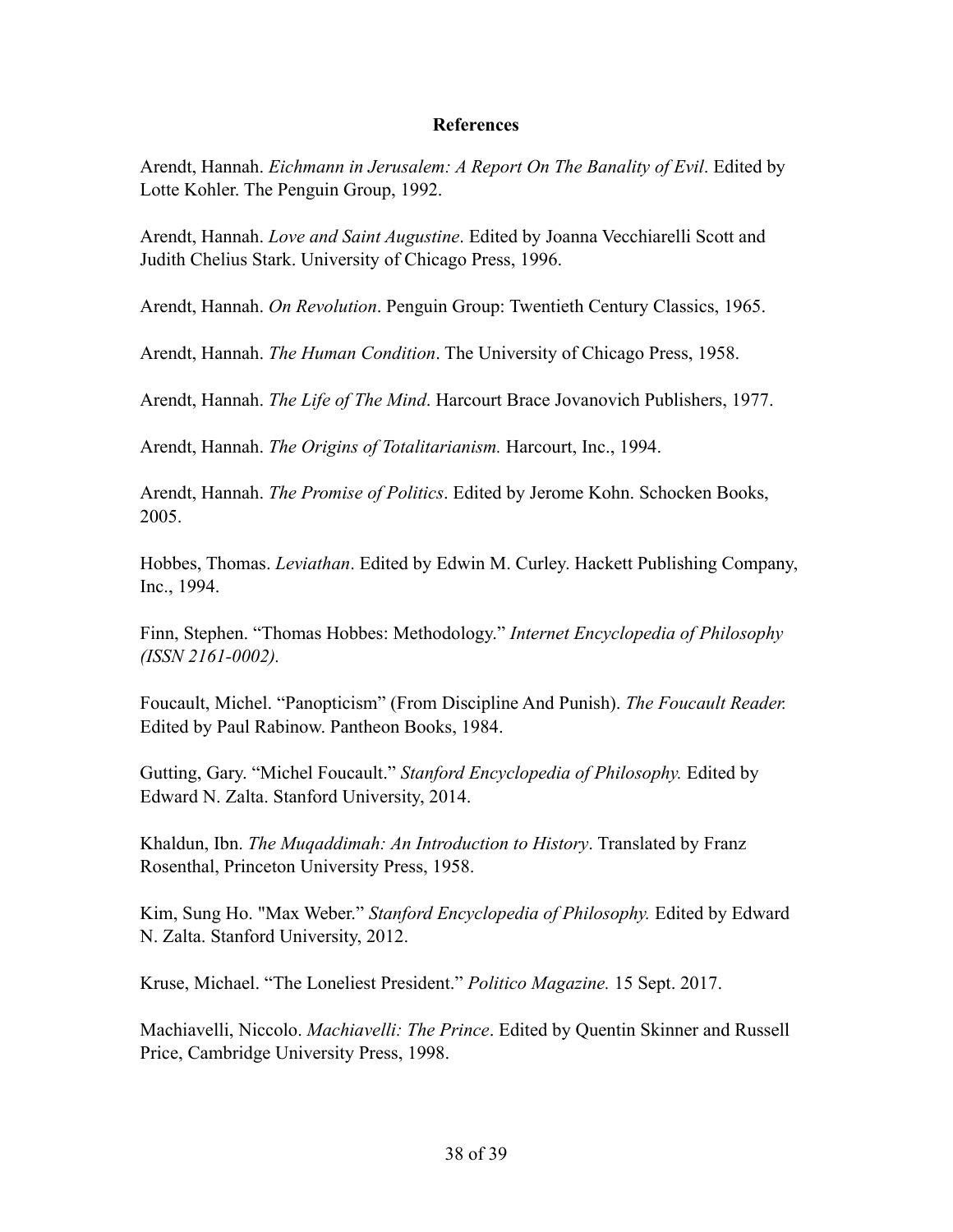## References

Arendt, Hannah. *Eichmann in Jerusalem: A Report On The Banality of Evil*. Edited by Lotte Kohler. The Penguin Group, 1992.

Arendt, Hannah. *Love and Saint Augustine*. Edited by Joanna Vecchiarelli Scott and Judith Chelius Stark. University of Chicago Press, 1996.

Arendt, Hannah. *On Revolution*. Penguin Group: Twentieth Century Classics, 1965.

Arendt, Hannah. *The Human Condition*. The University of Chicago Press, 1958.

Arendt, Hannah. *The Life of The Mind*. Harcourt Brace Jovanovich Publishers, 1977.

Arendt, Hannah. *The Origins of Totalitarianism.* Harcourt, Inc., 1994.

Arendt, Hannah. *The Promise of Politics*. Edited by Jerome Kohn. Schocken Books, 2005.

Hobbes, Thomas. *Leviathan*. Edited by Edwin M. Curley. Hackett Publishing Company, Inc., 1994.

Finn, Stephen. "Thomas Hobbes: Methodology." *Internet Encyclopedia of Philosophy (ISSN 2161-0002).*

Foucault, Michel. "Panopticism" (From Discipline And Punish). *The Foucault Reader.* Edited by Paul Rabinow. Pantheon Books, 1984.

Gutting, Gary. "Michel Foucault." *Stanford Encyclopedia of Philosophy.* Edited by Edward N. Zalta. Stanford University, 2014.

Khaldun, Ibn. *The Muqaddimah: An Introduction to History*. Translated by Franz Rosenthal, Princeton University Press, 1958.

Kim, Sung Ho. "Max Weber." *Stanford Encyclopedia of Philosophy.* Edited by Edward N. Zalta. Stanford University, 2012.

Kruse, Michael. "The Loneliest President." *Politico Magazine.* 15 Sept. 2017.

Machiavelli, Niccolo. *Machiavelli: The Prince*. Edited by Quentin Skinner and Russell Price, Cambridge University Press, 1998.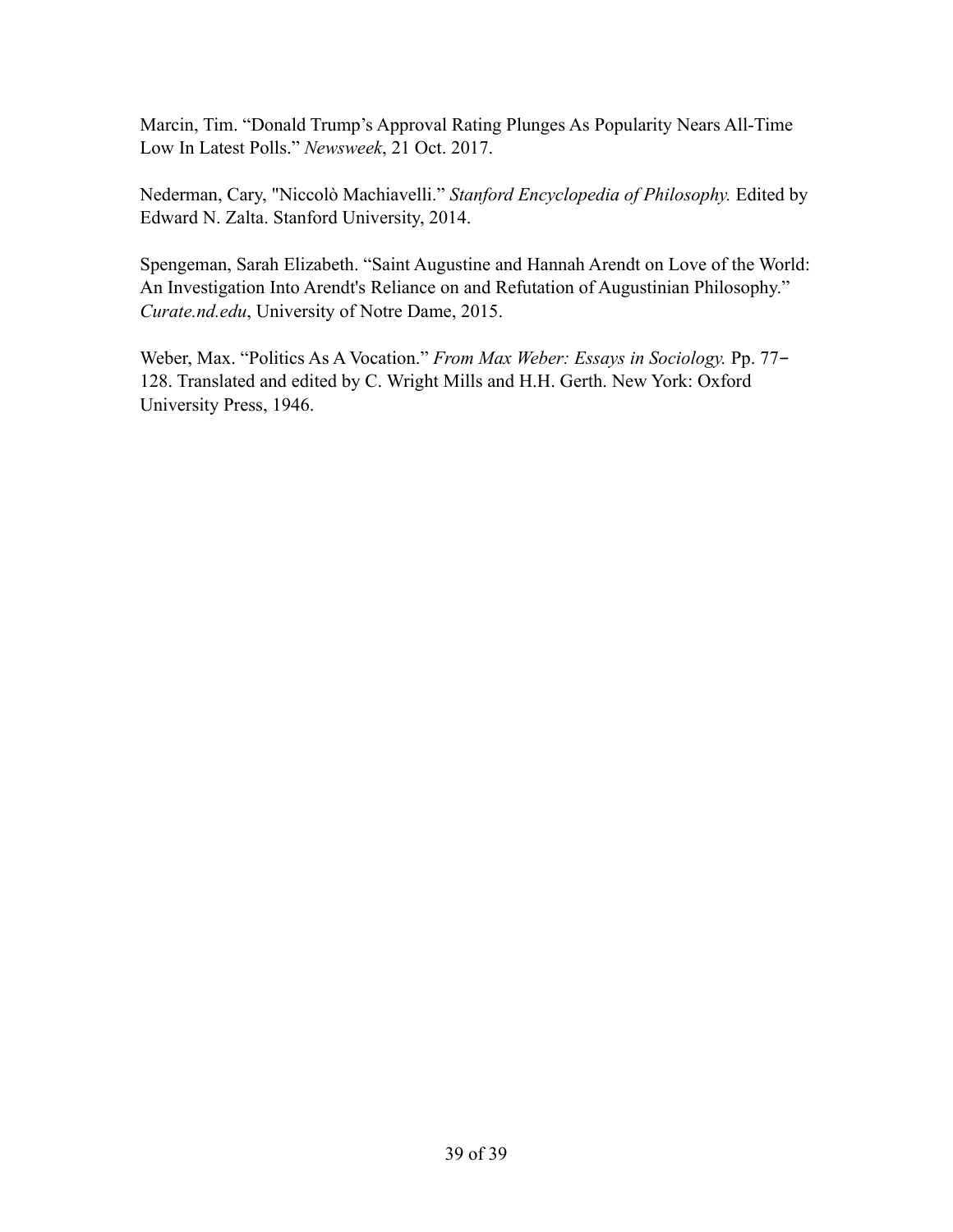Marcin, Tim. “Donald Trump’s Approval Rating Plunges As Popularity Nears All-Time Low In Latest Polls.” *Newsweek*, 21 Oct. 2017.

Nederman, Cary, "Niccolò Machiavelli.” *Stanford Encyclopedia of Philosophy.* Edited by Edward N. Zalta. Stanford University, 2014.

Spengeman, Sarah Elizabeth. “Saint Augustine and Hannah Arendt on Love of the World: An Investigation Into Arendt's Reliance on and Refutation of Augustinian Philosophy.” *Curate.nd.edu*, University of Notre Dame, 2015.

Weber, Max. “Politics As A Vocation.” *From Max Weber: Essays in Sociology.* Pp. 77–128. Translated and edited by C. Wright Mills and H.H. Gerth. New York: Oxford University Press, 1946.